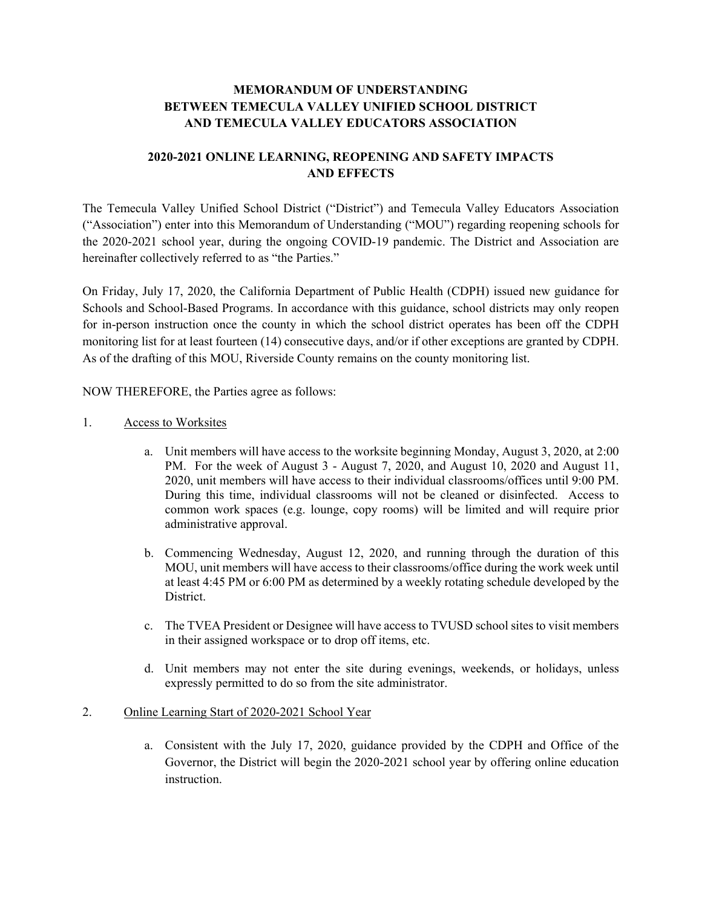# MEMORANDUM OF UNDERSTANDING BETWEEN TEMECULA VALLEY UNIFIED SCHOOL DISTRICT AND TEMECULA VALLEY EDUCATORS ASSOCIATION

## 2020-2021 ONLINE LEARNING, REOPENING AND SAFETY IMPACTS AND EFFECTS

The Temecula Valley Unified School District ("District") and Temecula Valley Educators Association ("Association") enter into this Memorandum of Understanding ("MOU") regarding reopening schools for the 2020-2021 school year, during the ongoing COVID-19 pandemic. The District and Association are hereinafter collectively referred to as "the Parties."

On Friday, July 17, 2020, the California Department of Public Health (CDPH) issued new guidance for Schools and School-Based Programs. In accordance with this guidance, school districts may only reopen for in-person instruction once the county in which the school district operates has been off the CDPH monitoring list for at least fourteen (14) consecutive days, and/or if other exceptions are granted by CDPH. As of the drafting of this MOU, Riverside County remains on the county monitoring list.

NOW THEREFORE, the Parties agree as follows:

1. Access to Worksites

   a. Unit members will have access to the worksite beginning Monday, August 3, 2020, at 2:00 PM. For the week of August 3 - August 7, 2020, and August 10, 2020 and August 11, 2020, unit members will have access to their individual classrooms/offices until 9:00 PM. During this time, individual classrooms will not be cleaned or disinfected. Access to common work spaces (e.g. lounge, copy rooms) will be limited and will require prior administrative approval.

   b. Commencing Wednesday, August 12, 2020, and running through the duration of this MOU, unit members will have access to their classrooms/office during the work week until at least 4:45 PM or 6:00 PM as determined by a weekly rotating schedule developed by the District.

   c. The TVEA President or Designee will have access to TVUSD school sites to visit members in their assigned workspace or to drop off items, etc.

   d. Unit members may not enter the site during evenings, weekends, or holidays, unless expressly permitted to do so from the site administrator.

2. Online Learning Start of 2020-2021 School Year

   a. Consistent with the July 17, 2020, guidance provided by the CDPH and Office of the Governor, the District will begin the 2020-2021 school year by offering online education instruction.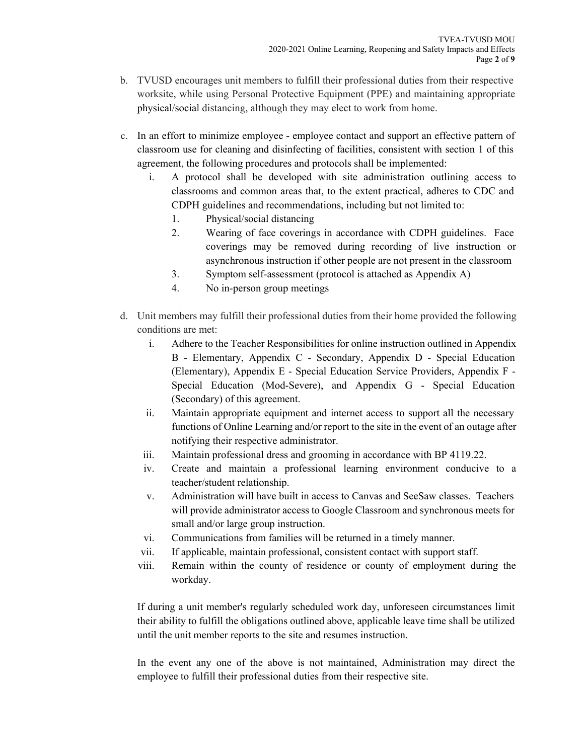b. TVUSD encourages unit members to fulfill their professional duties from their respective worksite, while using Personal Protective Equipment (PPE) and maintaining appropriate physical/social distancing, although they may elect to work from home.

c. In an effort to minimize employee - employee contact and support an effective pattern of classroom use for cleaning and disinfecting of facilities, consistent with section 1 of this agreement, the following procedures and protocols shall be implemented:

   i. A protocol shall be developed with site administration outlining access to classrooms and common areas that, to the extent practical, adheres to CDC and CDPH guidelines and recommendations, including but not limited to:

      1. Physical/social distancing
      2. Wearing of face coverings in accordance with CDPH guidelines. Face coverings may be removed during recording of live instruction or asynchronous instruction if other people are not present in the classroom
      3. Symptom self-assessment (protocol is attached as Appendix A)
      4. No in-person group meetings

d. Unit members may fulfill their professional duties from their home provided the following conditions are met:

   i. Adhere to the Teacher Responsibilities for online instruction outlined in Appendix B - Elementary, Appendix C - Secondary, Appendix D - Special Education (Elementary), Appendix E - Special Education Service Providers, Appendix F - Special Education (Mod-Severe), and Appendix G - Special Education (Secondary) of this agreement.

   ii. Maintain appropriate equipment and internet access to support all the necessary functions of Online Learning and/or report to the site in the event of an outage after notifying their respective administrator.

   iii. Maintain professional dress and grooming in accordance with BP 4119.22.

   iv. Create and maintain a professional learning environment conducive to a teacher/student relationship.

   v. Administration will have built in access to Canvas and SeeSaw classes. Teachers will provide administrator access to Google Classroom and synchronous meets for small and/or large group instruction.

   vi. Communications from families will be returned in a timely manner.

   vii. If applicable, maintain professional, consistent contact with support staff.

   viii. Remain within the county of residence or county of employment during the workday.

   If during a unit member's regularly scheduled work day, unforeseen circumstances limit their ability to fulfill the obligations outlined above, applicable leave time shall be utilized until the unit member reports to the site and resumes instruction.

   In the event any one of the above is not maintained, Administration may direct the employee to fulfill their professional duties from their respective site.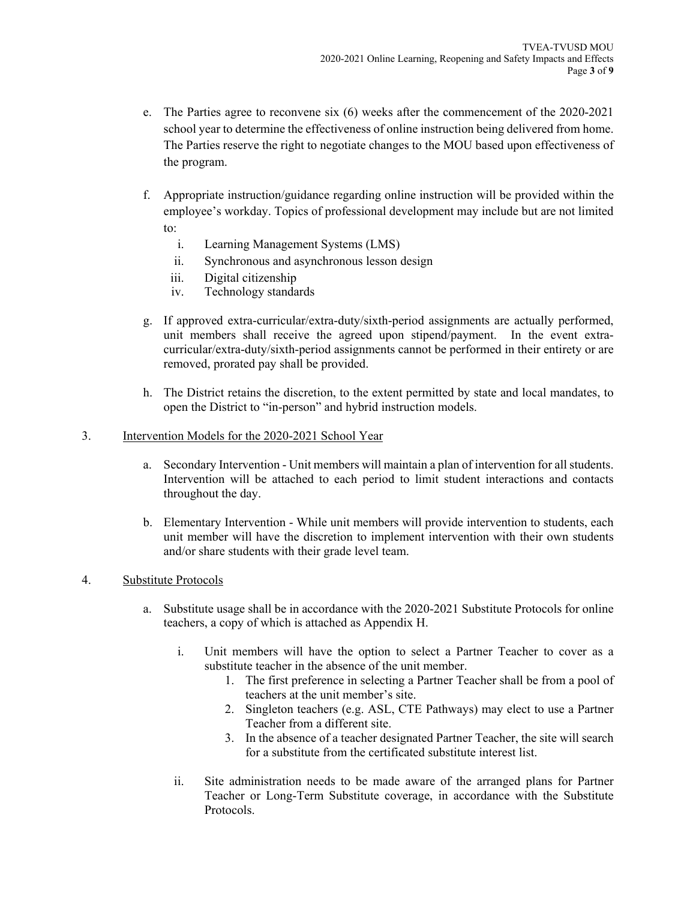e. The Parties agree to reconvene six (6) weeks after the commencement of the 2020-2021 school year to determine the effectiveness of online instruction being delivered from home. The Parties reserve the right to negotiate changes to the MOU based upon effectiveness of the program.

f. Appropriate instruction/guidance regarding online instruction will be provided within the employee's workday. Topics of professional development may include but are not limited to:

   i. Learning Management Systems (LMS)
   ii. Synchronous and asynchronous lesson design
   iii. Digital citizenship
   iv. Technology standards

g. If approved extra-curricular/extra-duty/sixth-period assignments are actually performed, unit members shall receive the agreed upon stipend/payment. In the event extra-curricular/extra-duty/sixth-period assignments cannot be performed in their entirety or are removed, prorated pay shall be provided.

h. The District retains the discretion, to the extent permitted by state and local mandates, to open the District to "in-person" and hybrid instruction models.

3. <u>Intervention Models for the 2020-2021 School Year</u>

   a. Secondary Intervention - Unit members will maintain a plan of intervention for all students. Intervention will be attached to each period to limit student interactions and contacts throughout the day.

   b. Elementary Intervention - While unit members will provide intervention to students, each unit member will have the discretion to implement intervention with their own students and/or share students with their grade level team.

4. <u>Substitute Protocols</u>

   a. Substitute usage shall be in accordance with the 2020-2021 Substitute Protocols for online teachers, a copy of which is attached as Appendix H.

      i. Unit members will have the option to select a Partner Teacher to cover as a substitute teacher in the absence of the unit member.
         1. The first preference in selecting a Partner Teacher shall be from a pool of teachers at the unit member's site.
         2. Singleton teachers (e.g. ASL, CTE Pathways) may elect to use a Partner Teacher from a different site.
         3. In the absence of a teacher designated Partner Teacher, the site will search for a substitute from the certificated substitute interest list.

      ii. Site administration needs to be made aware of the arranged plans for Partner Teacher or Long-Term Substitute coverage, in accordance with the Substitute Protocols.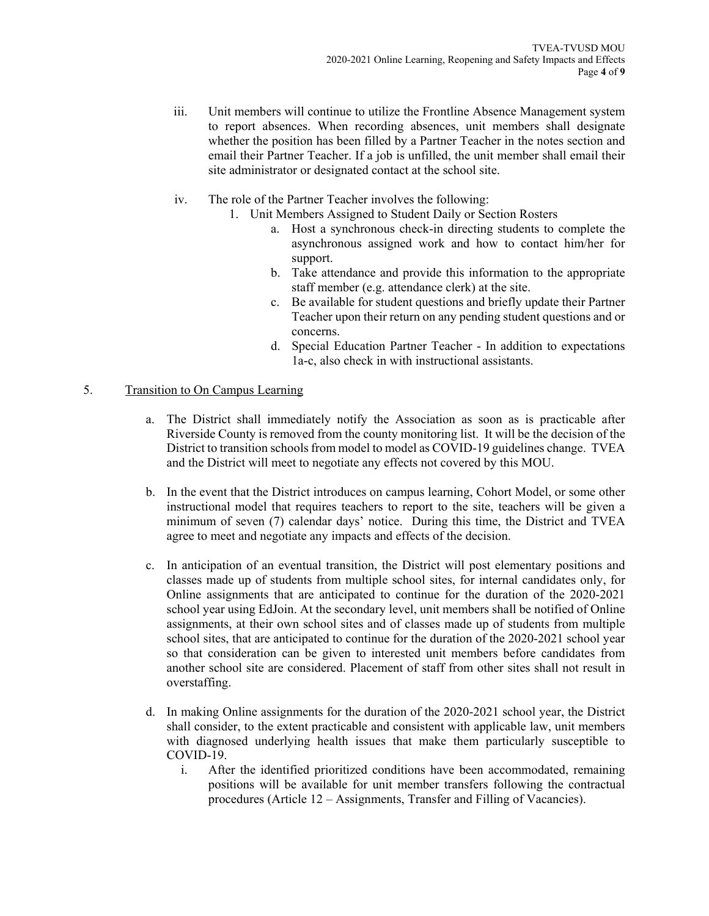iii. Unit members will continue to utilize the Frontline Absence Management system to report absences. When recording absences, unit members shall designate whether the position has been filled by a Partner Teacher in the notes section and email their Partner Teacher. If a job is unfilled, the unit member shall email their site administrator or designated contact at the school site.

iv. The role of the Partner Teacher involves the following:

1. Unit Members Assigned to Student Daily or Section Rosters
    a. Host a synchronous check-in directing students to complete the asynchronous assigned work and how to contact him/her for support.
    b. Take attendance and provide this information to the appropriate staff member (e.g. attendance clerk) at the site.
    c. Be available for student questions and briefly update their Partner Teacher upon their return on any pending student questions and or concerns.
    d. Special Education Partner Teacher - In addition to expectations 1a-c, also check in with instructional assistants.

5. <u>Transition to On Campus Learning</u>

a. The District shall immediately notify the Association as soon as is practicable after Riverside County is removed from the county monitoring list. It will be the decision of the District to transition schools from model to model as COVID-19 guidelines change. TVEA and the District will meet to negotiate any effects not covered by this MOU.

b. In the event that the District introduces on campus learning, Cohort Model, or some other instructional model that requires teachers to report to the site, teachers will be given a minimum of seven (7) calendar days' notice. During this time, the District and TVEA agree to meet and negotiate any impacts and effects of the decision.

c. In anticipation of an eventual transition, the District will post elementary positions and classes made up of students from multiple school sites, for internal candidates only, for Online assignments that are anticipated to continue for the duration of the 2020-2021 school year using EdJoin. At the secondary level, unit members shall be notified of Online assignments, at their own school sites and of classes made up of students from multiple school sites, that are anticipated to continue for the duration of the 2020-2021 school year so that consideration can be given to interested unit members before candidates from another school site are considered. Placement of staff from other sites shall not result in overstaffing.

d. In making Online assignments for the duration of the 2020-2021 school year, the District shall consider, to the extent practicable and consistent with applicable law, unit members with diagnosed underlying health issues that make them particularly susceptible to COVID-19.

   i. After the identified prioritized conditions have been accommodated, remaining positions will be available for unit member transfers following the contractual procedures (Article 12 – Assignments, Transfer and Filling of Vacancies).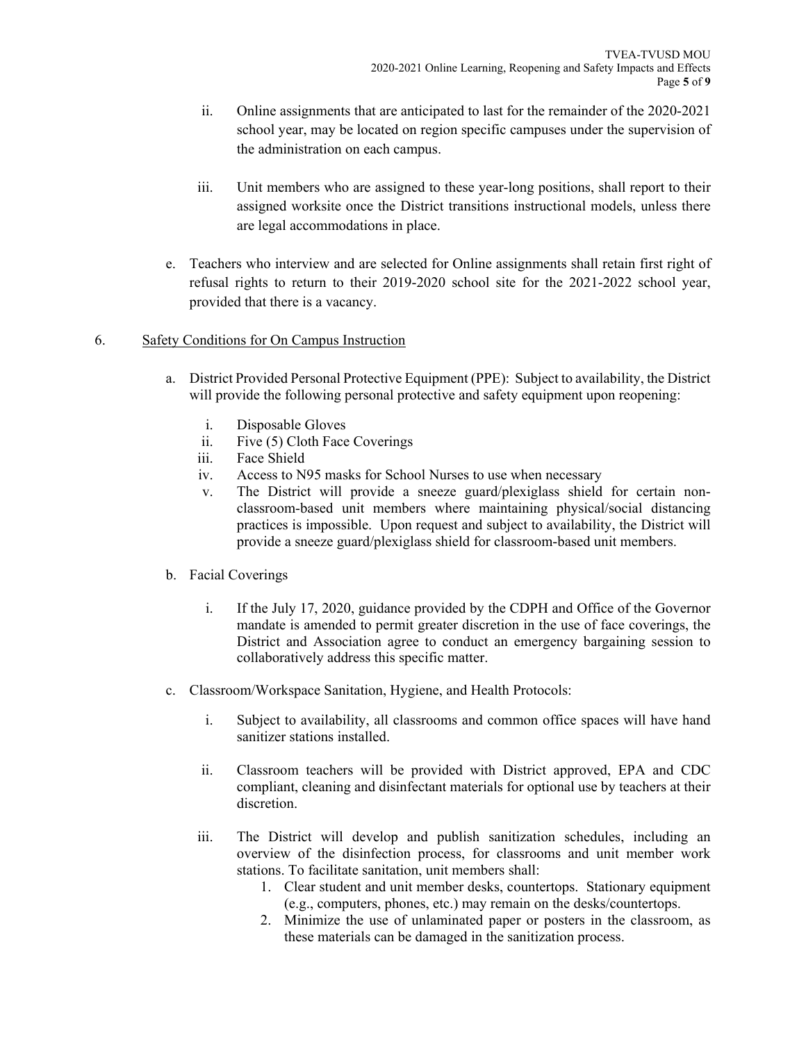ii. Online assignments that are anticipated to last for the remainder of the 2020-2021 school year, may be located on region specific campuses under the supervision of the administration on each campus.

iii. Unit members who are assigned to these year-long positions, shall report to their assigned worksite once the District transitions instructional models, unless there are legal accommodations in place.

e. Teachers who interview and are selected for Online assignments shall retain first right of refusal rights to return to their 2019-2020 school site for the 2021-2022 school year, provided that there is a vacancy.

6. <u>Safety Conditions for On Campus Instruction</u>

a. District Provided Personal Protective Equipment (PPE): Subject to availability, the District will provide the following personal protective and safety equipment upon reopening:

i. Disposable Gloves
ii. Five (5) Cloth Face Coverings
iii. Face Shield
iv. Access to N95 masks for School Nurses to use when necessary
v. The District will provide a sneeze guard/plexiglass shield for certain non-classroom-based unit members where maintaining physical/social distancing practices is impossible. Upon request and subject to availability, the District will provide a sneeze guard/plexiglass shield for classroom-based unit members.

b. Facial Coverings

i. If the July 17, 2020, guidance provided by the CDPH and Office of the Governor mandate is amended to permit greater discretion in the use of face coverings, the District and Association agree to conduct an emergency bargaining session to collaboratively address this specific matter.

c. Classroom/Workspace Sanitation, Hygiene, and Health Protocols:

i. Subject to availability, all classrooms and common office spaces will have hand sanitizer stations installed.

ii. Classroom teachers will be provided with District approved, EPA and CDC compliant, cleaning and disinfectant materials for optional use by teachers at their discretion.

iii. The District will develop and publish sanitization schedules, including an overview of the disinfection process, for classrooms and unit member work stations. To facilitate sanitation, unit members shall:

1. Clear student and unit member desks, countertops. Stationary equipment (e.g., computers, phones, etc.) may remain on the desks/countertops.
2. Minimize the use of unlaminated paper or posters in the classroom, as these materials can be damaged in the sanitization process.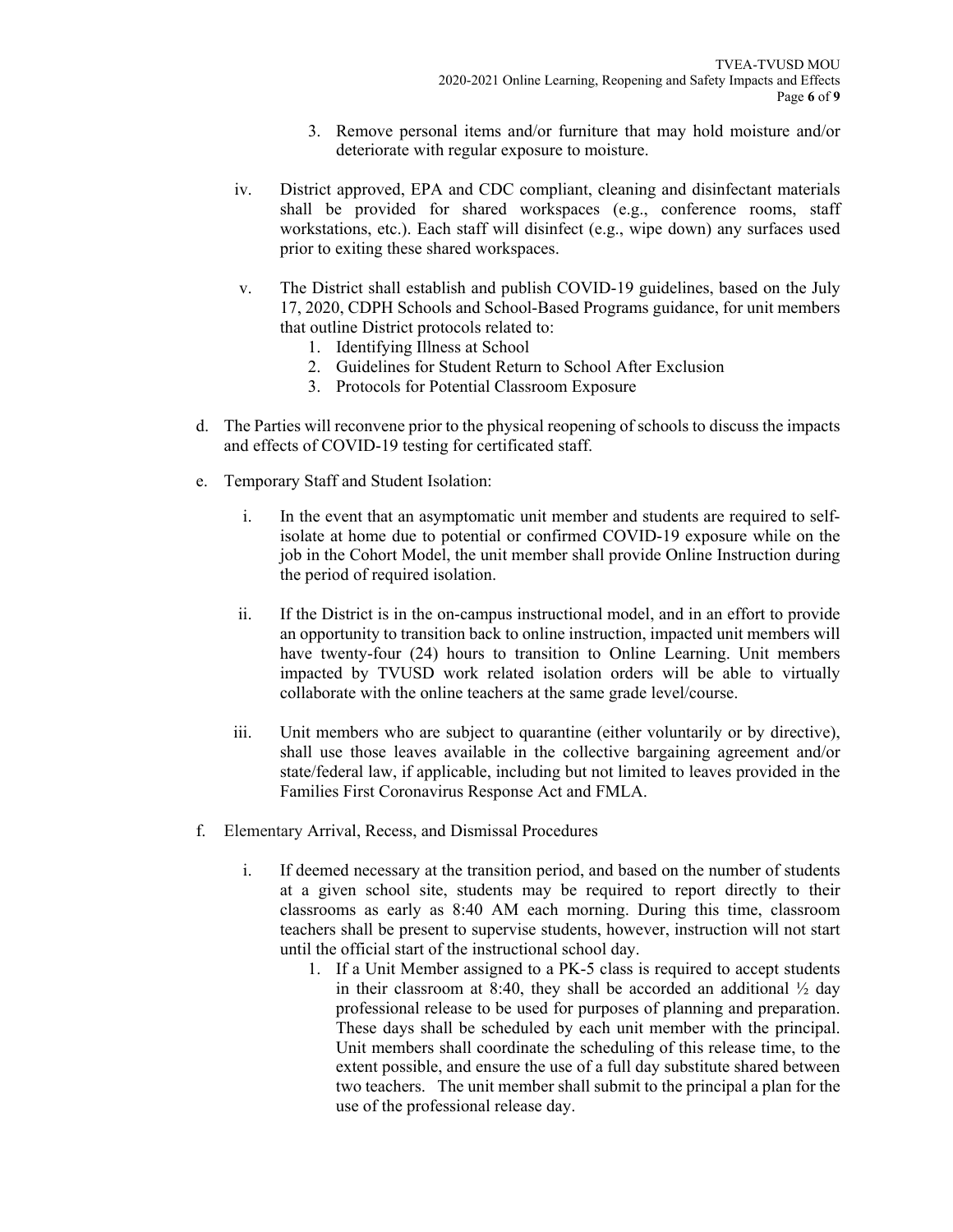3. Remove personal items and/or furniture that may hold moisture and/or deteriorate with regular exposure to moisture.

iv. District approved, EPA and CDC compliant, cleaning and disinfectant materials shall be provided for shared workspaces (e.g., conference rooms, staff workstations, etc.). Each staff will disinfect (e.g., wipe down) any surfaces used prior to exiting these shared workspaces.

v. The District shall establish and publish COVID-19 guidelines, based on the July 17, 2020, CDPH Schools and School-Based Programs guidance, for unit members that outline District protocols related to:
   1. Identifying Illness at School
   2. Guidelines for Student Return to School After Exclusion
   3. Protocols for Potential Classroom Exposure

d. The Parties will reconvene prior to the physical reopening of schools to discuss the impacts and effects of COVID-19 testing for certificated staff.

e. Temporary Staff and Student Isolation:

   i. In the event that an asymptomatic unit member and students are required to self-isolate at home due to potential or confirmed COVID-19 exposure while on the job in the Cohort Model, the unit member shall provide Online Instruction during the period of required isolation.

   ii. If the District is in the on-campus instructional model, and in an effort to provide an opportunity to transition back to online instruction, impacted unit members will have twenty-four (24) hours to transition to Online Learning. Unit members impacted by TVUSD work related isolation orders will be able to virtually collaborate with the online teachers at the same grade level/course.

   iii. Unit members who are subject to quarantine (either voluntarily or by directive), shall use those leaves available in the collective bargaining agreement and/or state/federal law, if applicable, including but not limited to leaves provided in the Families First Coronavirus Response Act and FMLA.

f. Elementary Arrival, Recess, and Dismissal Procedures

   i. If deemed necessary at the transition period, and based on the number of students at a given school site, students may be required to report directly to their classrooms as early as 8:40 AM each morning. During this time, classroom teachers shall be present to supervise students, however, instruction will not start until the official start of the instructional school day.
      1. If a Unit Member assigned to a PK-5 class is required to accept students in their classroom at 8:40, they shall be accorded an additional ½ day professional release to be used for purposes of planning and preparation. These days shall be scheduled by each unit member with the principal. Unit members shall coordinate the scheduling of this release time, to the extent possible, and ensure the use of a full day substitute shared between two teachers. The unit member shall submit to the principal a plan for the use of the professional release day.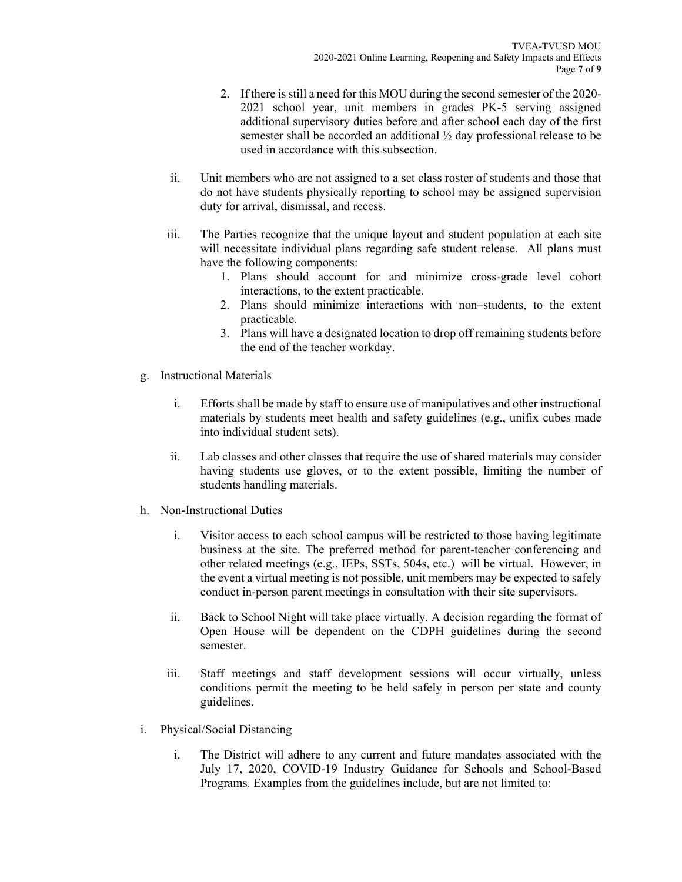2. If there is still a need for this MOU during the second semester of the 2020-2021 school year, unit members in grades PK-5 serving assigned additional supervisory duties before and after school each day of the first semester shall be accorded an additional ½ day professional release to be used in accordance with this subsection.

ii. Unit members who are not assigned to a set class roster of students and those that do not have students physically reporting to school may be assigned supervision duty for arrival, dismissal, and recess.

iii. The Parties recognize that the unique layout and student population at each site will necessitate individual plans regarding safe student release. All plans must have the following components:

1. Plans should account for and minimize cross-grade level cohort interactions, to the extent practicable.
2. Plans should minimize interactions with non–students, to the extent practicable.
3. Plans will have a designated location to drop off remaining students before the end of the teacher workday.

g. Instructional Materials

i. Efforts shall be made by staff to ensure use of manipulatives and other instructional materials by students meet health and safety guidelines (e.g., unifix cubes made into individual student sets).

ii. Lab classes and other classes that require the use of shared materials may consider having students use gloves, or to the extent possible, limiting the number of students handling materials.

h. Non-Instructional Duties

i. Visitor access to each school campus will be restricted to those having legitimate business at the site. The preferred method for parent-teacher conferencing and other related meetings (e.g., IEPs, SSTs, 504s, etc.) will be virtual. However, in the event a virtual meeting is not possible, unit members may be expected to safely conduct in-person parent meetings in consultation with their site supervisors.

ii. Back to School Night will take place virtually. A decision regarding the format of Open House will be dependent on the CDPH guidelines during the second semester.

iii. Staff meetings and staff development sessions will occur virtually, unless conditions permit the meeting to be held safely in person per state and county guidelines.

i. Physical/Social Distancing

i. The District will adhere to any current and future mandates associated with the July 17, 2020, COVID-19 Industry Guidance for Schools and School-Based Programs. Examples from the guidelines include, but are not limited to: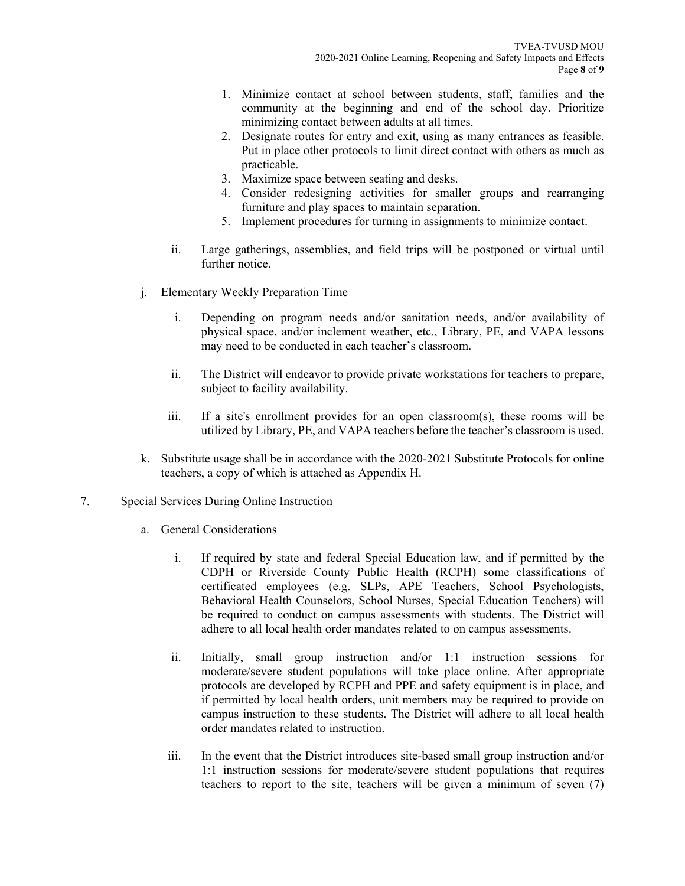1. Minimize contact at school between students, staff, families and the community at the beginning and end of the school day. Prioritize minimizing contact between adults at all times.
2. Designate routes for entry and exit, using as many entrances as feasible. Put in place other protocols to limit direct contact with others as much as practicable.
3. Maximize space between seating and desks.
4. Consider redesigning activities for smaller groups and rearranging furniture and play spaces to maintain separation.
5. Implement procedures for turning in assignments to minimize contact.

ii. Large gatherings, assemblies, and field trips will be postponed or virtual until further notice.

j. Elementary Weekly Preparation Time

i. Depending on program needs and/or sanitation needs, and/or availability of physical space, and/or inclement weather, etc., Library, PE, and VAPA lessons may need to be conducted in each teacher's classroom.

ii. The District will endeavor to provide private workstations for teachers to prepare, subject to facility availability.

iii. If a site's enrollment provides for an open classroom(s), these rooms will be utilized by Library, PE, and VAPA teachers before the teacher's classroom is used.

k. Substitute usage shall be in accordance with the 2020-2021 Substitute Protocols for online teachers, a copy of which is attached as Appendix H.

7. Special Services During Online Instruction

a. General Considerations

i. If required by state and federal Special Education law, and if permitted by the CDPH or Riverside County Public Health (RCPH) some classifications of certificated employees (e.g. SLPs, APE Teachers, School Psychologists, Behavioral Health Counselors, School Nurses, Special Education Teachers) will be required to conduct on campus assessments with students. The District will adhere to all local health order mandates related to on campus assessments.

ii. Initially, small group instruction and/or 1:1 instruction sessions for moderate/severe student populations will take place online. After appropriate protocols are developed by RCPH and PPE and safety equipment is in place, and if permitted by local health orders, unit members may be required to provide on campus instruction to these students. The District will adhere to all local health order mandates related to instruction.

iii. In the event that the District introduces site-based small group instruction and/or 1:1 instruction sessions for moderate/severe student populations that requires teachers to report to the site, teachers will be given a minimum of seven (7)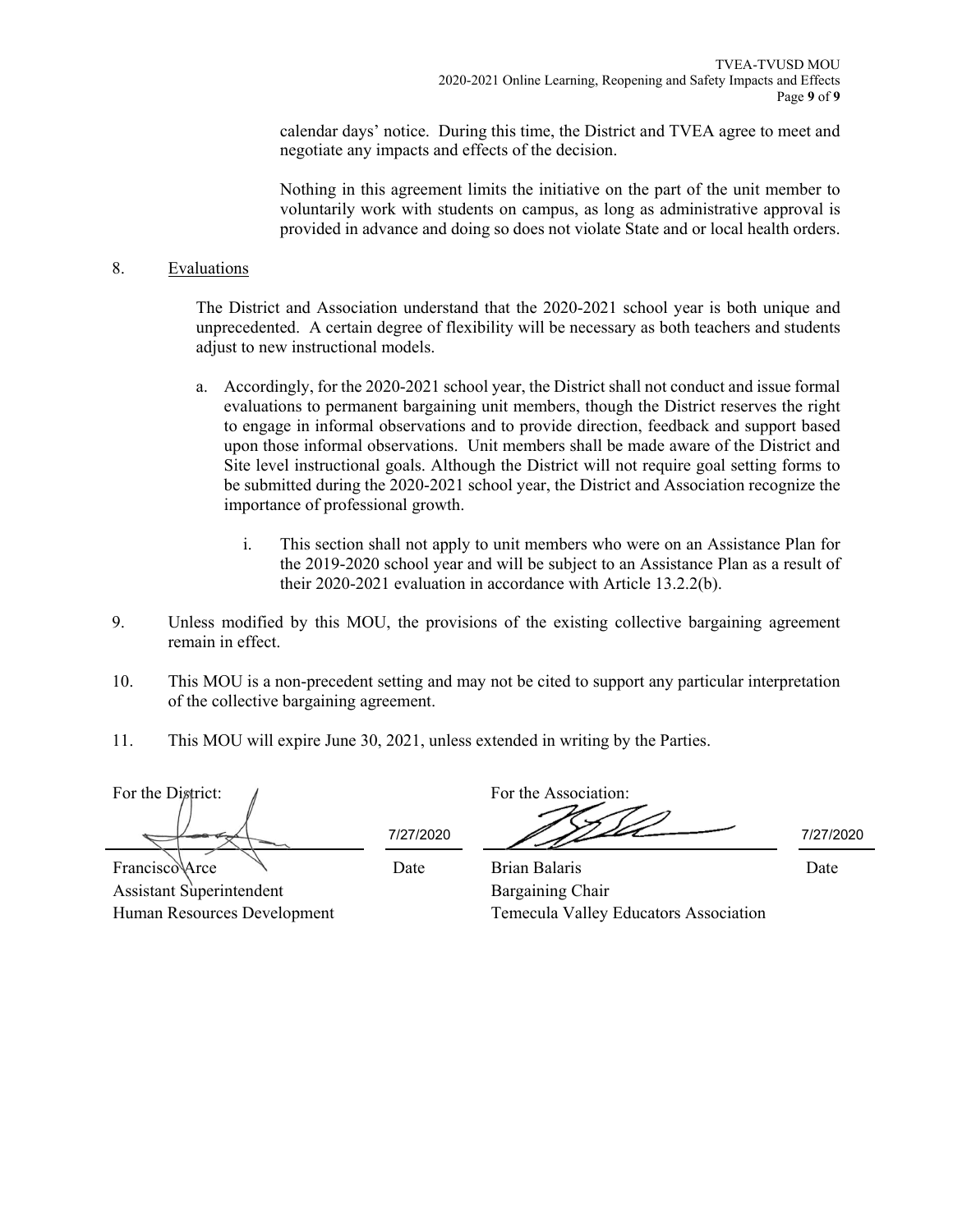calendar days' notice. During this time, the District and TVEA agree to meet and negotiate any impacts and effects of the decision.

Nothing in this agreement limits the initiative on the part of the unit member to voluntarily work with students on campus, as long as administrative approval is provided in advance and doing so does not violate State and or local health orders.

8. Evaluations

The District and Association understand that the 2020-2021 school year is both unique and unprecedented. A certain degree of flexibility will be necessary as both teachers and students adjust to new instructional models.

a. Accordingly, for the 2020-2021 school year, the District shall not conduct and issue formal evaluations to permanent bargaining unit members, though the District reserves the right to engage in informal observations and to provide direction, feedback and support based upon those informal observations. Unit members shall be made aware of the District and Site level instructional goals. Although the District will not require goal setting forms to be submitted during the 2020-2021 school year, the District and Association recognize the importance of professional growth.

   i. This section shall not apply to unit members who were on an Assistance Plan for the 2019-2020 school year and will be subject to an Assistance Plan as a result of their 2020-2021 evaluation in accordance with Article 13.2.2(b).

9. Unless modified by this MOU, the provisions of the existing collective bargaining agreement remain in effect.

10. This MOU is a non-precedent setting and may not be cited to support any particular interpretation of the collective bargaining agreement.

11. This MOU will expire June 30, 2021, unless extended in writing by the Parties.

| For the District: | | For the Association: | |
|---|---|---|---|
| [signature] | 7/27/2020 | [signature] | 7/27/2020 |
| Francisco Arce<br>Assistant Superintendent<br>Human Resources Development | Date | Brian Balaris<br>Bargaining Chair<br>Temecula Valley Educators Association | Date |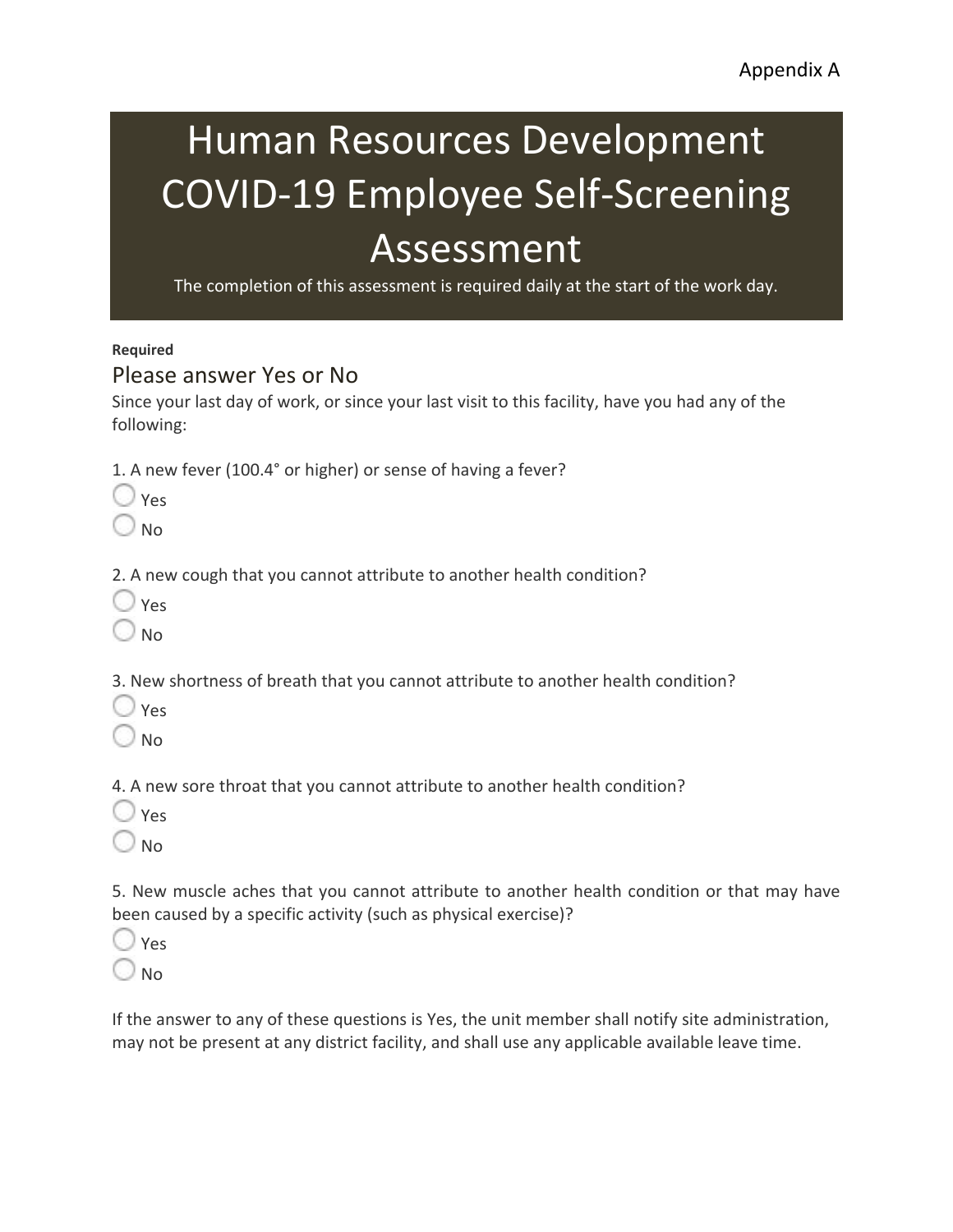Appendix A

# Human Resources Development COVID-19 Employee Self-Screening Assessment

The completion of this assessment is required daily at the start of the work day.

**Required**

## Please answer Yes or No

Since your last day of work, or since your last visit to this facility, have you had any of the following:

1. A new fever (100.4° or higher) or sense of having a fever?

○ Yes

○ No

2. A new cough that you cannot attribute to another health condition?

○ Yes

○ No

3. New shortness of breath that you cannot attribute to another health condition?

○ Yes

○ No

4. A new sore throat that you cannot attribute to another health condition?

○ Yes

○ No

5. New muscle aches that you cannot attribute to another health condition or that may have been caused by a specific activity (such as physical exercise)?

○ Yes

○ No

If the answer to any of these questions is Yes, the unit member shall notify site administration, may not be present at any district facility, and shall use any applicable available leave time.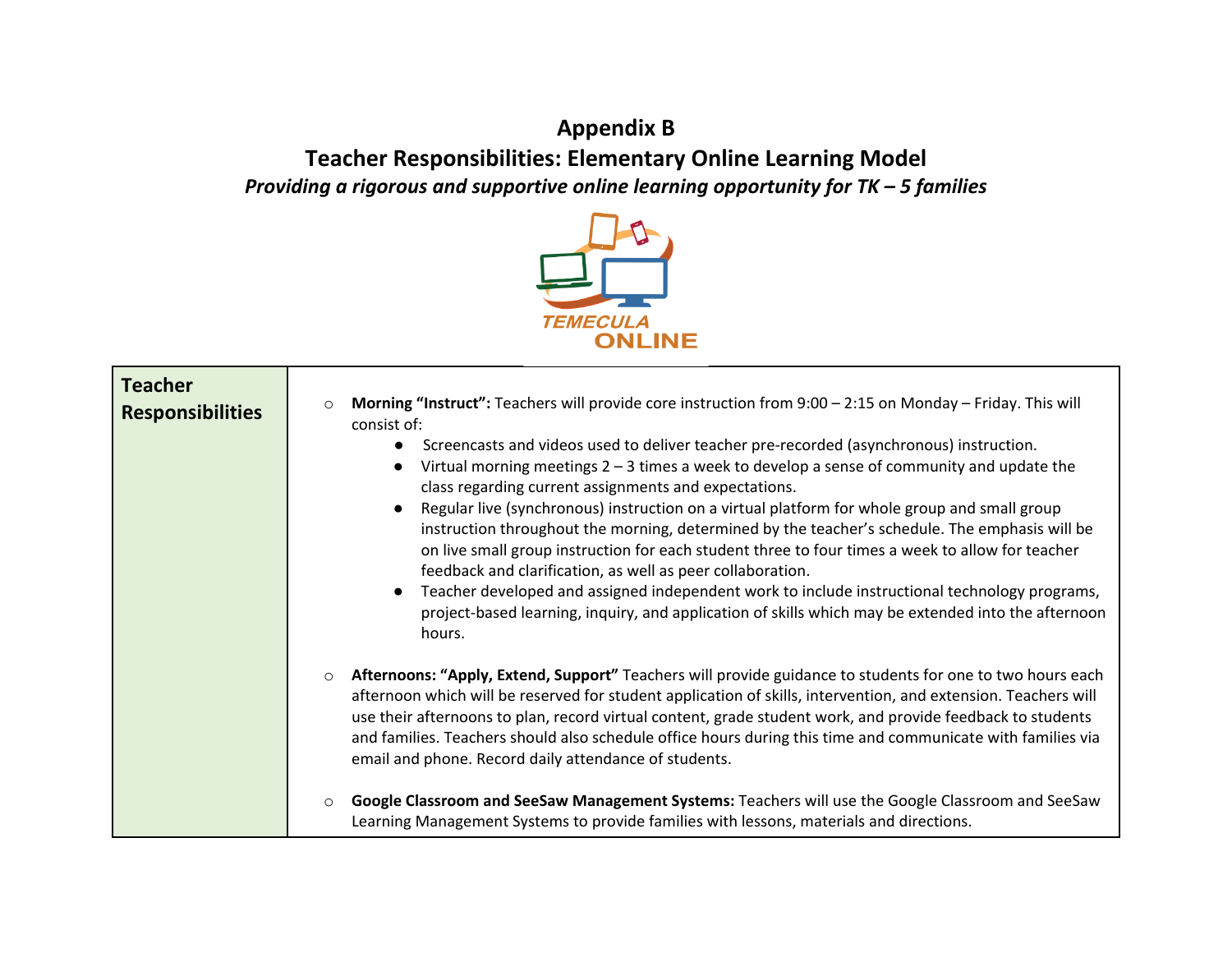# Appendix B

## Teacher Responsibilities: Elementary Online Learning Model

***Providing a rigorous and supportive online learning opportunity for TK – 5 families***

TEMECULA ONLINE

| **Teacher Responsibilities** | ○ **Morning "Instruct":** Teachers will provide core instruction from 9:00 – 2:15 on Monday – Friday. This will consist of:<br>● Screencasts and videos used to deliver teacher pre-recorded (asynchronous) instruction.<br>● Virtual morning meetings 2 – 3 times a week to develop a sense of community and update the class regarding current assignments and expectations.<br>● Regular live (synchronous) instruction on a virtual platform for whole group and small group instruction throughout the morning, determined by the teacher's schedule. The emphasis will be on live small group instruction for each student three to four times a week to allow for teacher feedback and clarification, as well as peer collaboration.<br>● Teacher developed and assigned independent work to include instructional technology programs, project-based learning, inquiry, and application of skills which may be extended into the afternoon hours.<br><br>○ **Afternoons: "Apply, Extend, Support"** Teachers will provide guidance to students for one to two hours each afternoon which will be reserved for student application of skills, intervention, and extension. Teachers will use their afternoons to plan, record virtual content, grade student work, and provide feedback to students and families. Teachers should also schedule office hours during this time and communicate with families via email and phone. Record daily attendance of students.<br><br>○ **Google Classroom and SeeSaw Management Systems:** Teachers will use the Google Classroom and SeeSaw Learning Management Systems to provide families with lessons, materials and directions. |
|---|---|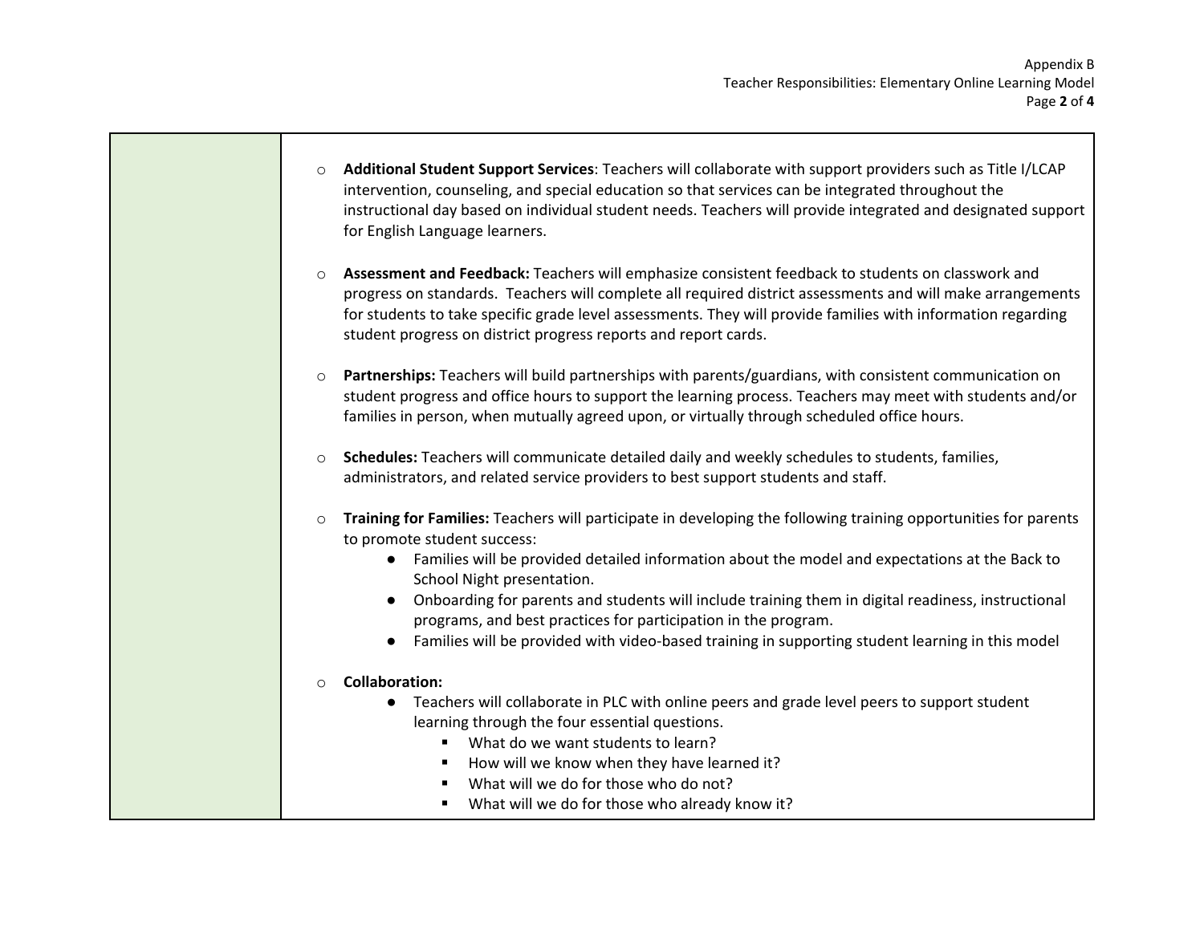- **Additional Student Support Services**: Teachers will collaborate with support providers such as Title I/LCAP intervention, counseling, and special education so that services can be integrated throughout the instructional day based on individual student needs. Teachers will provide integrated and designated support for English Language learners.

- **Assessment and Feedback:** Teachers will emphasize consistent feedback to students on classwork and progress on standards. Teachers will complete all required district assessments and will make arrangements for students to take specific grade level assessments. They will provide families with information regarding student progress on district progress reports and report cards.

- **Partnerships:** Teachers will build partnerships with parents/guardians, with consistent communication on student progress and office hours to support the learning process. Teachers may meet with students and/or families in person, when mutually agreed upon, or virtually through scheduled office hours.

- **Schedules:** Teachers will communicate detailed daily and weekly schedules to students, families, administrators, and related service providers to best support students and staff.

- **Training for Families:** Teachers will participate in developing the following training opportunities for parents to promote student success:
    - Families will be provided detailed information about the model and expectations at the Back to School Night presentation.
    - Onboarding for parents and students will include training them in digital readiness, instructional programs, and best practices for participation in the program.
    - Families will be provided with video-based training in supporting student learning in this model

- **Collaboration:**
    - Teachers will collaborate in PLC with online peers and grade level peers to support student learning through the four essential questions.
        - What do we want students to learn?
        - How will we know when they have learned it?
        - What will we do for those who do not?
        - What will we do for those who already know it?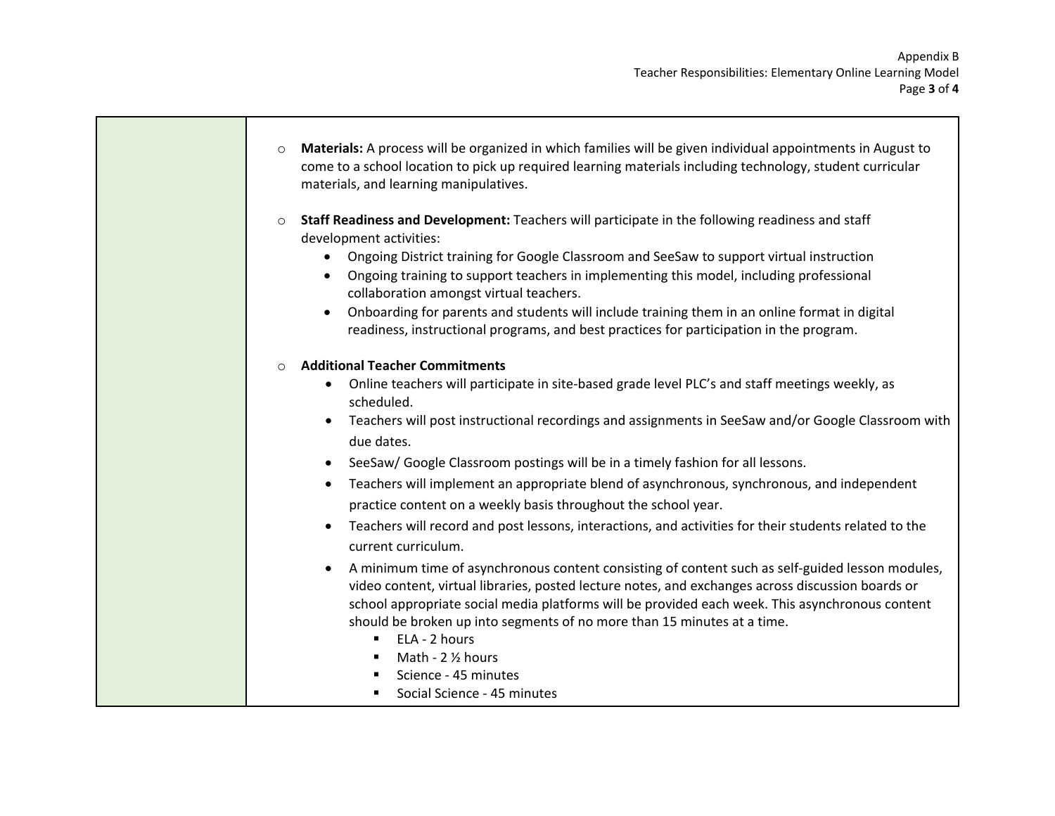- **Materials:** A process will be organized in which families will be given individual appointments in August to come to a school location to pick up required learning materials including technology, student curricular materials, and learning manipulatives.

- **Staff Readiness and Development:** Teachers will participate in the following readiness and staff development activities:
  - Ongoing District training for Google Classroom and SeeSaw to support virtual instruction
  - Ongoing training to support teachers in implementing this model, including professional collaboration amongst virtual teachers.
  - Onboarding for parents and students will include training them in an online format in digital readiness, instructional programs, and best practices for participation in the program.

- **Additional Teacher Commitments**
  - Online teachers will participate in site-based grade level PLC's and staff meetings weekly, as scheduled.
  - Teachers will post instructional recordings and assignments in SeeSaw and/or Google Classroom with due dates.
  - SeeSaw/ Google Classroom postings will be in a timely fashion for all lessons.
  - Teachers will implement an appropriate blend of asynchronous, synchronous, and independent practice content on a weekly basis throughout the school year.
  - Teachers will record and post lessons, interactions, and activities for their students related to the current curriculum.
  - A minimum time of asynchronous content consisting of content such as self-guided lesson modules, video content, virtual libraries, posted lecture notes, and exchanges across discussion boards or school appropriate social media platforms will be provided each week. This asynchronous content should be broken up into segments of no more than 15 minutes at a time.
    - ELA - 2 hours
    - Math - 2 ½ hours
    - Science - 45 minutes
    - Social Science - 45 minutes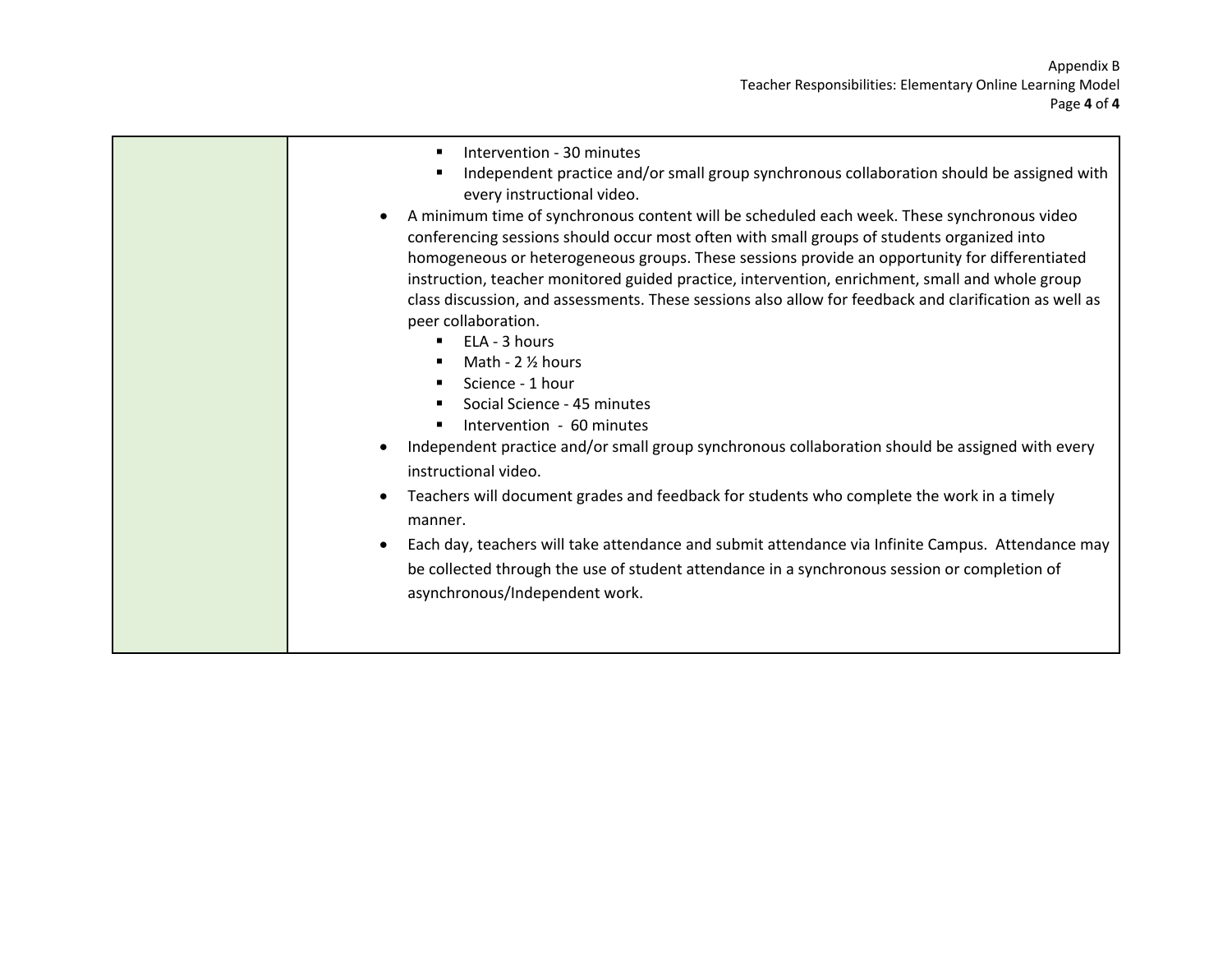| | |
|---|---|
| | <ul><li><ul><li>Intervention - 30 minutes</li><li>Independent practice and/or small group synchronous collaboration should be assigned with every instructional video.</li></ul></li><li>A minimum time of synchronous content will be scheduled each week. These synchronous video conferencing sessions should occur most often with small groups of students organized into homogeneous or heterogeneous groups. These sessions provide an opportunity for differentiated instruction, teacher monitored guided practice, intervention, enrichment, small and whole group class discussion, and assessments. These sessions also allow for feedback and clarification as well as peer collaboration.<ul><li>ELA - 3 hours</li><li>Math - 2 ½ hours</li><li>Science - 1 hour</li><li>Social Science - 45 minutes</li><li>Intervention - 60 minutes</li></ul></li><li>Independent practice and/or small group synchronous collaboration should be assigned with every instructional video.</li><li>Teachers will document grades and feedback for students who complete the work in a timely manner.</li><li>Each day, teachers will take attendance and submit attendance via Infinite Campus. Attendance may be collected through the use of student attendance in a synchronous session or completion of asynchronous/Independent work.</li></ul> |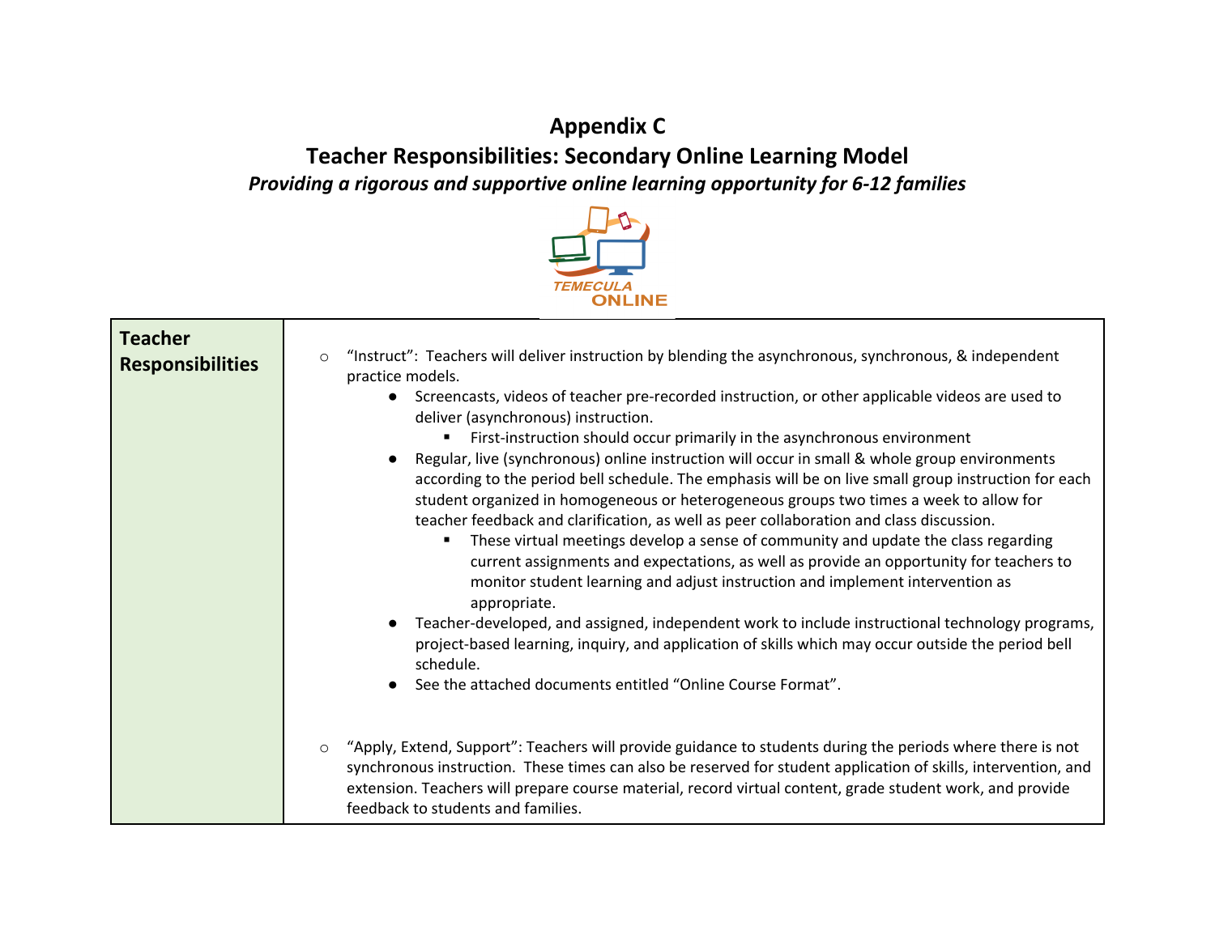# Appendix C

## Teacher Responsibilities: Secondary Online Learning Model

***Providing a rigorous and supportive online learning opportunity for 6-12 families***

| **Teacher Responsibilities** | ○ "Instruct": Teachers will deliver instruction by blending the asynchronous, synchronous, & independent practice models.<br>● Screencasts, videos of teacher pre-recorded instruction, or other applicable videos are used to deliver (asynchronous) instruction.<br>▪ First-instruction should occur primarily in the asynchronous environment<br>● Regular, live (synchronous) online instruction will occur in small & whole group environments according to the period bell schedule. The emphasis will be on live small group instruction for each student organized in homogeneous or heterogeneous groups two times a week to allow for teacher feedback and clarification, as well as peer collaboration and class discussion.<br>▪ These virtual meetings develop a sense of community and update the class regarding current assignments and expectations, as well as provide an opportunity for teachers to monitor student learning and adjust instruction and implement intervention as appropriate.<br>● Teacher-developed, and assigned, independent work to include instructional technology programs, project-based learning, inquiry, and application of skills which may occur outside the period bell schedule.<br>● See the attached documents entitled "Online Course Format".<br><br>○ "Apply, Extend, Support": Teachers will provide guidance to students during the periods where there is not synchronous instruction. These times can also be reserved for student application of skills, intervention, and extension. Teachers will prepare course material, record virtual content, grade student work, and provide feedback to students and families. |
|---|---|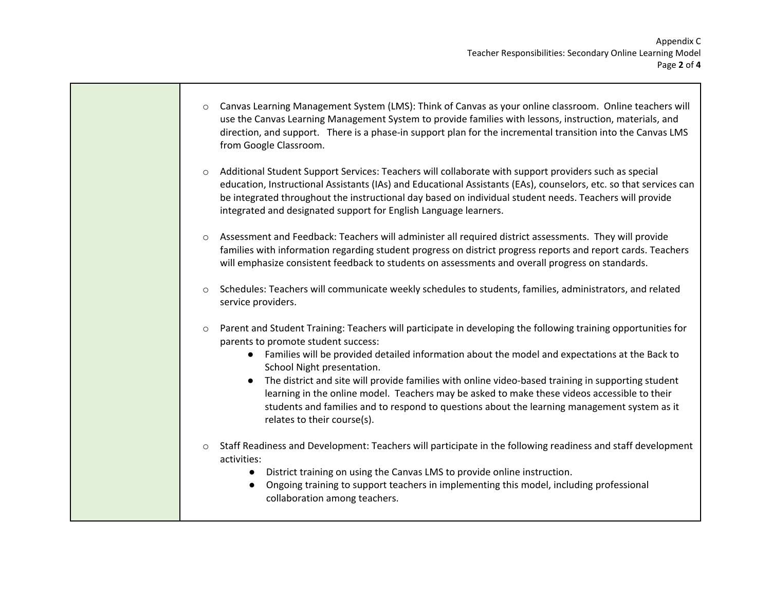- Canvas Learning Management System (LMS): Think of Canvas as your online classroom. Online teachers will use the Canvas Learning Management System to provide families with lessons, instruction, materials, and direction, and support. There is a phase-in support plan for the incremental transition into the Canvas LMS from Google Classroom.

- Additional Student Support Services: Teachers will collaborate with support providers such as special education, Instructional Assistants (IAs) and Educational Assistants (EAs), counselors, etc. so that services can be integrated throughout the instructional day based on individual student needs. Teachers will provide integrated and designated support for English Language learners.

- Assessment and Feedback: Teachers will administer all required district assessments. They will provide families with information regarding student progress on district progress reports and report cards. Teachers will emphasize consistent feedback to students on assessments and overall progress on standards.

- Schedules: Teachers will communicate weekly schedules to students, families, administrators, and related service providers.

- Parent and Student Training: Teachers will participate in developing the following training opportunities for parents to promote student success:
  - Families will be provided detailed information about the model and expectations at the Back to School Night presentation.
  - The district and site will provide families with online video-based training in supporting student learning in the online model. Teachers may be asked to make these videos accessible to their students and families and to respond to questions about the learning management system as it relates to their course(s).

- Staff Readiness and Development: Teachers will participate in the following readiness and staff development activities:
  - District training on using the Canvas LMS to provide online instruction.
  - Ongoing training to support teachers in implementing this model, including professional collaboration among teachers.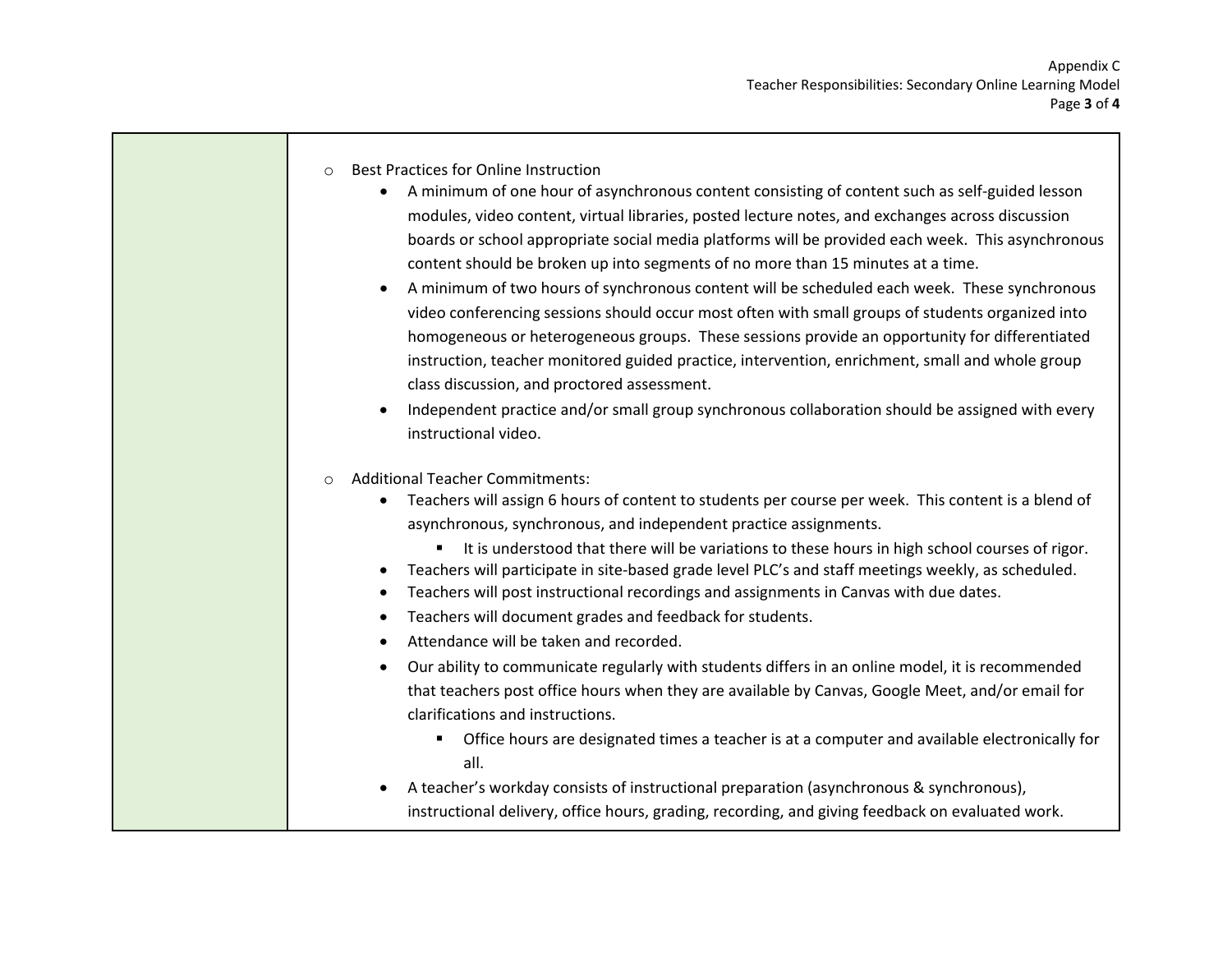| | |
|---|---|
| | ◦ Best Practices for Online Instruction<br>• A minimum of one hour of asynchronous content consisting of content such as self-guided lesson modules, video content, virtual libraries, posted lecture notes, and exchanges across discussion boards or school appropriate social media platforms will be provided each week. This asynchronous content should be broken up into segments of no more than 15 minutes at a time.<br>• A minimum of two hours of synchronous content will be scheduled each week. These synchronous video conferencing sessions should occur most often with small groups of students organized into homogeneous or heterogeneous groups. These sessions provide an opportunity for differentiated instruction, teacher monitored guided practice, intervention, enrichment, small and whole group class discussion, and proctored assessment.<br>• Independent practice and/or small group synchronous collaboration should be assigned with every instructional video.<br><br>◦ Additional Teacher Commitments:<br>• Teachers will assign 6 hours of content to students per course per week. This content is a blend of asynchronous, synchronous, and independent practice assignments.<br>▪ It is understood that there will be variations to these hours in high school courses of rigor.<br>• Teachers will participate in site-based grade level PLC's and staff meetings weekly, as scheduled.<br>• Teachers will post instructional recordings and assignments in Canvas with due dates.<br>• Teachers will document grades and feedback for students.<br>• Attendance will be taken and recorded.<br>• Our ability to communicate regularly with students differs in an online model, it is recommended that teachers post office hours when they are available by Canvas, Google Meet, and/or email for clarifications and instructions.<br>▪ Office hours are designated times a teacher is at a computer and available electronically for all.<br>• A teacher's workday consists of instructional preparation (asynchronous & synchronous), instructional delivery, office hours, grading, recording, and giving feedback on evaluated work. |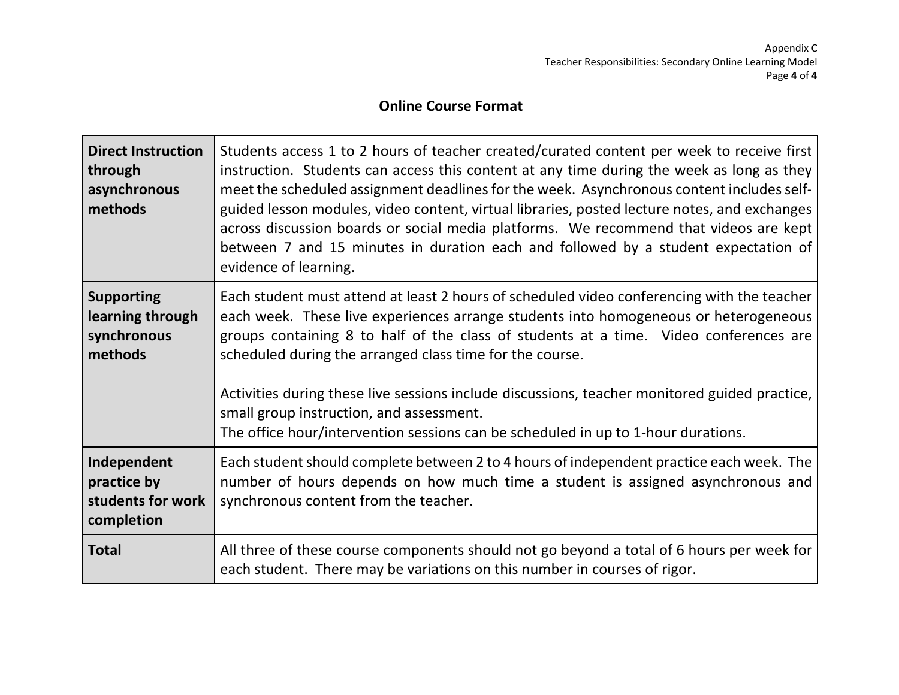## Online Course Format

| | |
|---|---|
| **Direct Instruction through asynchronous methods** | Students access 1 to 2 hours of teacher created/curated content per week to receive first instruction. Students can access this content at any time during the week as long as they meet the scheduled assignment deadlines for the week. Asynchronous content includes self-guided lesson modules, video content, virtual libraries, posted lecture notes, and exchanges across discussion boards or social media platforms. We recommend that videos are kept between 7 and 15 minutes in duration each and followed by a student expectation of evidence of learning. |
| **Supporting learning through synchronous methods** | Each student must attend at least 2 hours of scheduled video conferencing with the teacher each week. These live experiences arrange students into homogeneous or heterogeneous groups containing 8 to half of the class of students at a time. Video conferences are scheduled during the arranged class time for the course.<br><br>Activities during these live sessions include discussions, teacher monitored guided practice, small group instruction, and assessment.<br>The office hour/intervention sessions can be scheduled in up to 1-hour durations. |
| **Independent practice by students for work completion** | Each student should complete between 2 to 4 hours of independent practice each week. The number of hours depends on how much time a student is assigned asynchronous and synchronous content from the teacher. |
| **Total** | All three of these course components should not go beyond a total of 6 hours per week for each student. There may be variations on this number in courses of rigor. |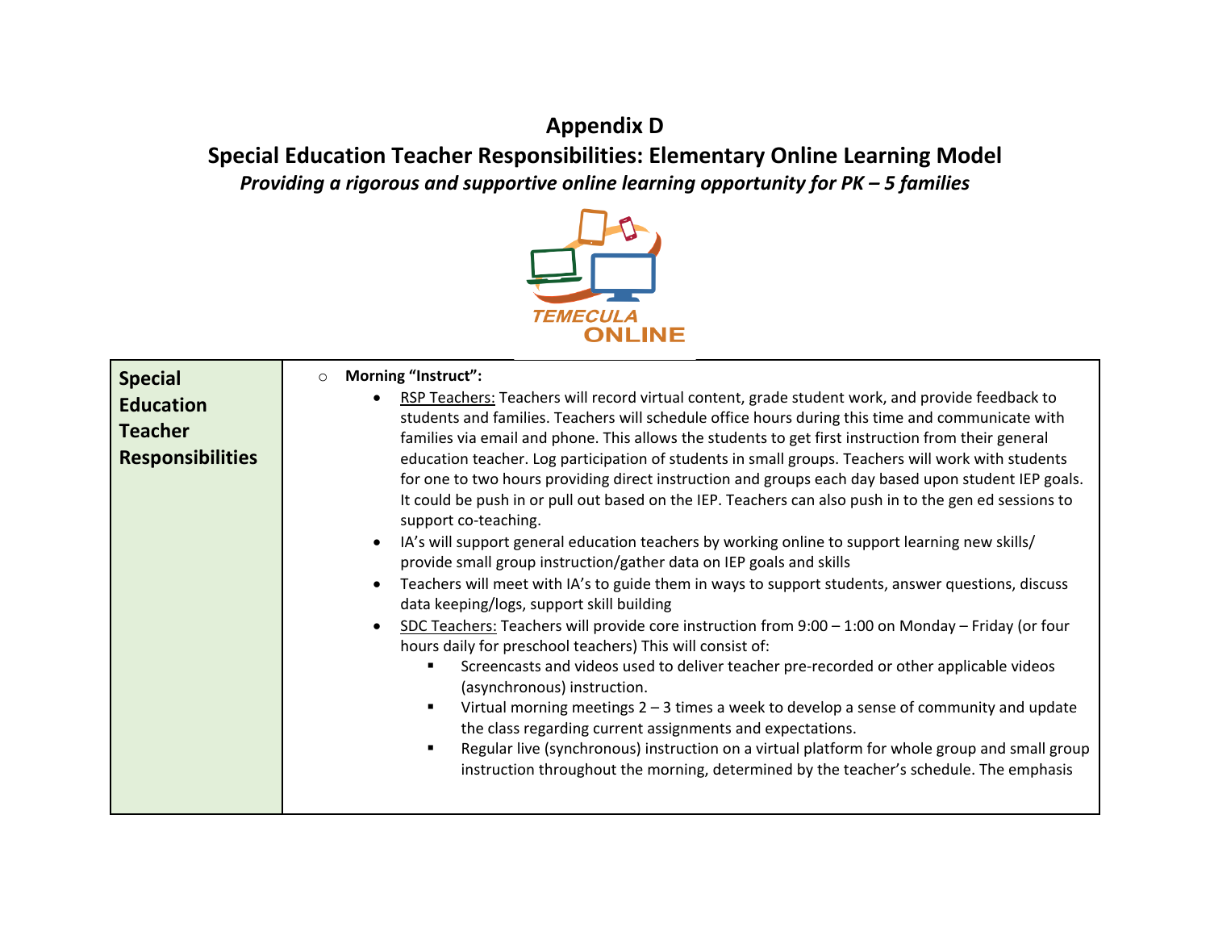# Appendix D

## Special Education Teacher Responsibilities: Elementary Online Learning Model

***Providing a rigorous and supportive online learning opportunity for PK – 5 families***

TEMECULA ONLINE

| **Special Education Teacher Responsibilities** | <ul><li>**Morning "Instruct":**<ul><li><u>RSP Teachers:</u> Teachers will record virtual content, grade student work, and provide feedback to students and families. Teachers will schedule office hours during this time and communicate with families via email and phone. This allows the students to get first instruction from their general education teacher. Log participation of students in small groups. Teachers will work with students for one to two hours providing direct instruction and groups each day based upon student IEP goals. It could be push in or pull out based on the IEP. Teachers can also push in to the gen ed sessions to support co-teaching.</li><li>IA's will support general education teachers by working online to support learning new skills/ provide small group instruction/gather data on IEP goals and skills</li><li>Teachers will meet with IA's to guide them in ways to support students, answer questions, discuss data keeping/logs, support skill building</li><li><u>SDC Teachers:</u> Teachers will provide core instruction from 9:00 – 1:00 on Monday – Friday (or four hours daily for preschool teachers) This will consist of:<ul><li>Screencasts and videos used to deliver teacher pre-recorded or other applicable videos (asynchronous) instruction.</li><li>Virtual morning meetings 2 – 3 times a week to develop a sense of community and update the class regarding current assignments and expectations.</li><li>Regular live (synchronous) instruction on a virtual platform for whole group and small group instruction throughout the morning, determined by the teacher's schedule. The emphasis</li></ul></li></ul></li></ul> |
|---|---|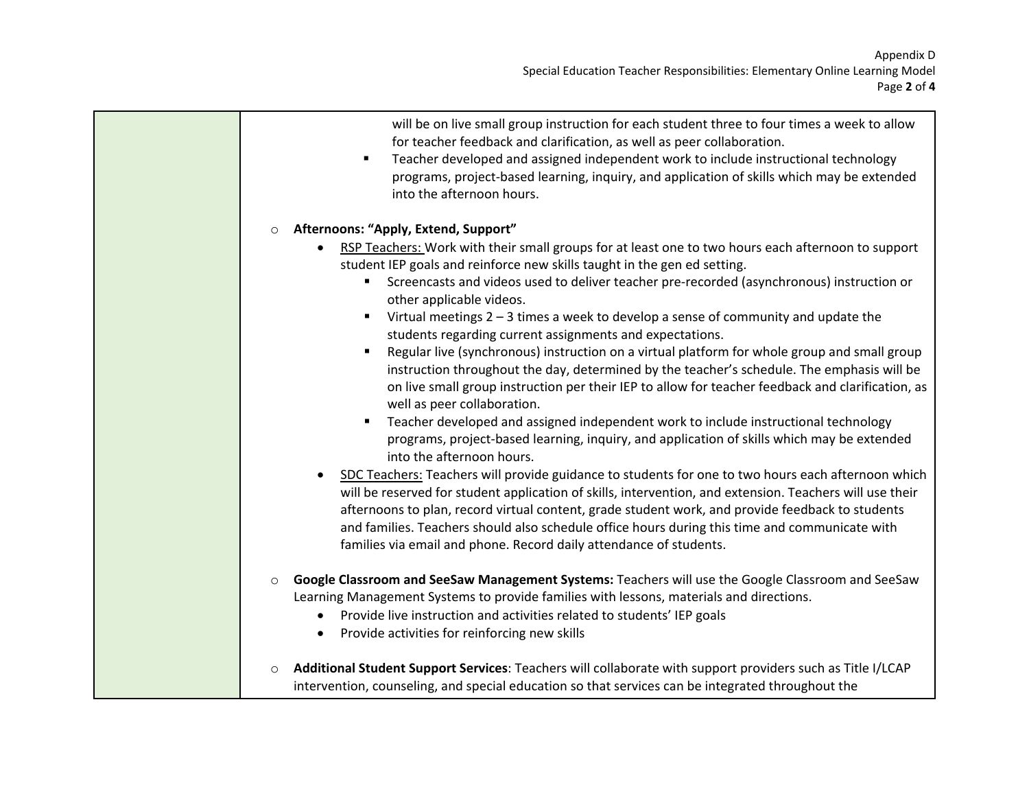will be on live small group instruction for each student three to four times a week to allow for teacher feedback and clarification, as well as peer collaboration.
- Teacher developed and assigned independent work to include instructional technology programs, project-based learning, inquiry, and application of skills which may be extended into the afternoon hours.

- **Afternoons: "Apply, Extend, Support"**
  - <u>RSP Teachers:</u> Work with their small groups for at least one to two hours each afternoon to support student IEP goals and reinforce new skills taught in the gen ed setting.
    - Screencasts and videos used to deliver teacher pre-recorded (asynchronous) instruction or other applicable videos.
    - Virtual meetings 2 – 3 times a week to develop a sense of community and update the students regarding current assignments and expectations.
    - Regular live (synchronous) instruction on a virtual platform for whole group and small group instruction throughout the day, determined by the teacher's schedule. The emphasis will be on live small group instruction per their IEP to allow for teacher feedback and clarification, as well as peer collaboration.
    - Teacher developed and assigned independent work to include instructional technology programs, project-based learning, inquiry, and application of skills which may be extended into the afternoon hours.
  - <u>SDC Teachers:</u> Teachers will provide guidance to students for one to two hours each afternoon which will be reserved for student application of skills, intervention, and extension. Teachers will use their afternoons to plan, record virtual content, grade student work, and provide feedback to students and families. Teachers should also schedule office hours during this time and communicate with families via email and phone. Record daily attendance of students.

- **Google Classroom and SeeSaw Management Systems:** Teachers will use the Google Classroom and SeeSaw Learning Management Systems to provide families with lessons, materials and directions.
  - Provide live instruction and activities related to students' IEP goals
  - Provide activities for reinforcing new skills

- **Additional Student Support Services**: Teachers will collaborate with support providers such as Title I/LCAP intervention, counseling, and special education so that services can be integrated throughout the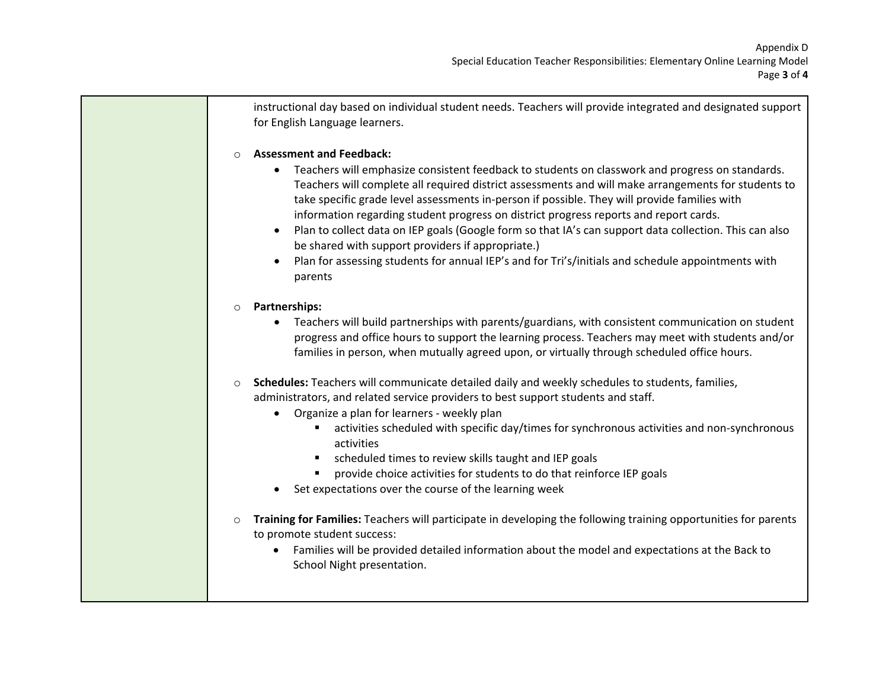instructional day based on individual student needs. Teachers will provide integrated and designated support for English Language learners.

- **Assessment and Feedback:**
  - Teachers will emphasize consistent feedback to students on classwork and progress on standards. Teachers will complete all required district assessments and will make arrangements for students to take specific grade level assessments in-person if possible. They will provide families with information regarding student progress on district progress reports and report cards.
  - Plan to collect data on IEP goals (Google form so that IA's can support data collection. This can also be shared with support providers if appropriate.)
  - Plan for assessing students for annual IEP's and for Tri's/initials and schedule appointments with parents

- **Partnerships:**
  - Teachers will build partnerships with parents/guardians, with consistent communication on student progress and office hours to support the learning process. Teachers may meet with students and/or families in person, when mutually agreed upon, or virtually through scheduled office hours.

- **Schedules:** Teachers will communicate detailed daily and weekly schedules to students, families, administrators, and related service providers to best support students and staff.
  - Organize a plan for learners - weekly plan
    - activities scheduled with specific day/times for synchronous activities and non-synchronous activities
    - scheduled times to review skills taught and IEP goals
    - provide choice activities for students to do that reinforce IEP goals
  - Set expectations over the course of the learning week

- **Training for Families:** Teachers will participate in developing the following training opportunities for parents to promote student success:
  - Families will be provided detailed information about the model and expectations at the Back to School Night presentation.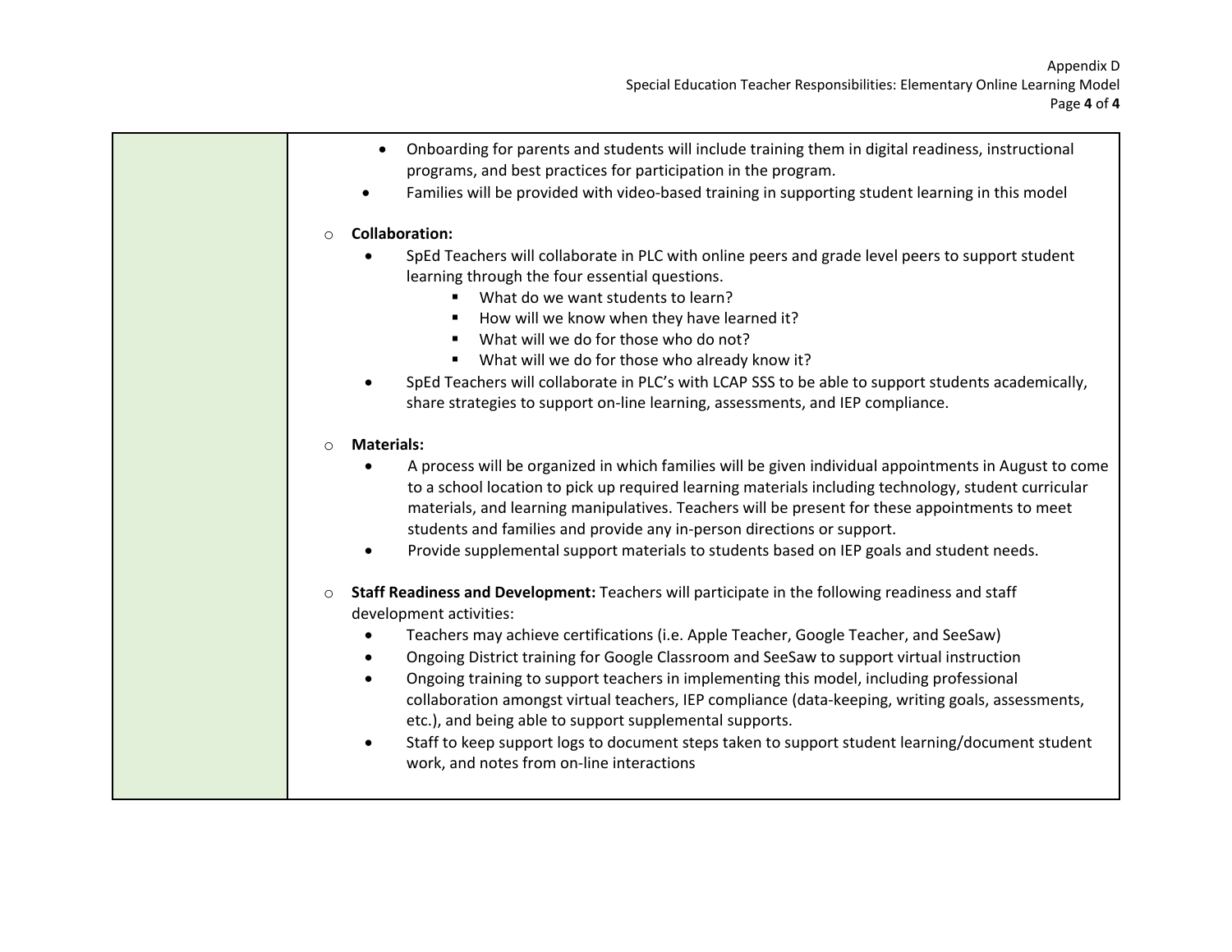- Onboarding for parents and students will include training them in digital readiness, instructional programs, and best practices for participation in the program.
- Families will be provided with video-based training in supporting student learning in this model

- **Collaboration:**
  - SpEd Teachers will collaborate in PLC with online peers and grade level peers to support student learning through the four essential questions.
    - What do we want students to learn?
    - How will we know when they have learned it?
    - What will we do for those who do not?
    - What will we do for those who already know it?
  - SpEd Teachers will collaborate in PLC's with LCAP SSS to be able to support students academically, share strategies to support on-line learning, assessments, and IEP compliance.

- **Materials:**
  - A process will be organized in which families will be given individual appointments in August to come to a school location to pick up required learning materials including technology, student curricular materials, and learning manipulatives. Teachers will be present for these appointments to meet students and families and provide any in-person directions or support.
  - Provide supplemental support materials to students based on IEP goals and student needs.

- **Staff Readiness and Development:** Teachers will participate in the following readiness and staff development activities:
  - Teachers may achieve certifications (i.e. Apple Teacher, Google Teacher, and SeeSaw)
  - Ongoing District training for Google Classroom and SeeSaw to support virtual instruction
  - Ongoing training to support teachers in implementing this model, including professional collaboration amongst virtual teachers, IEP compliance (data-keeping, writing goals, assessments, etc.), and being able to support supplemental supports.
  - Staff to keep support logs to document steps taken to support student learning/document student work, and notes from on-line interactions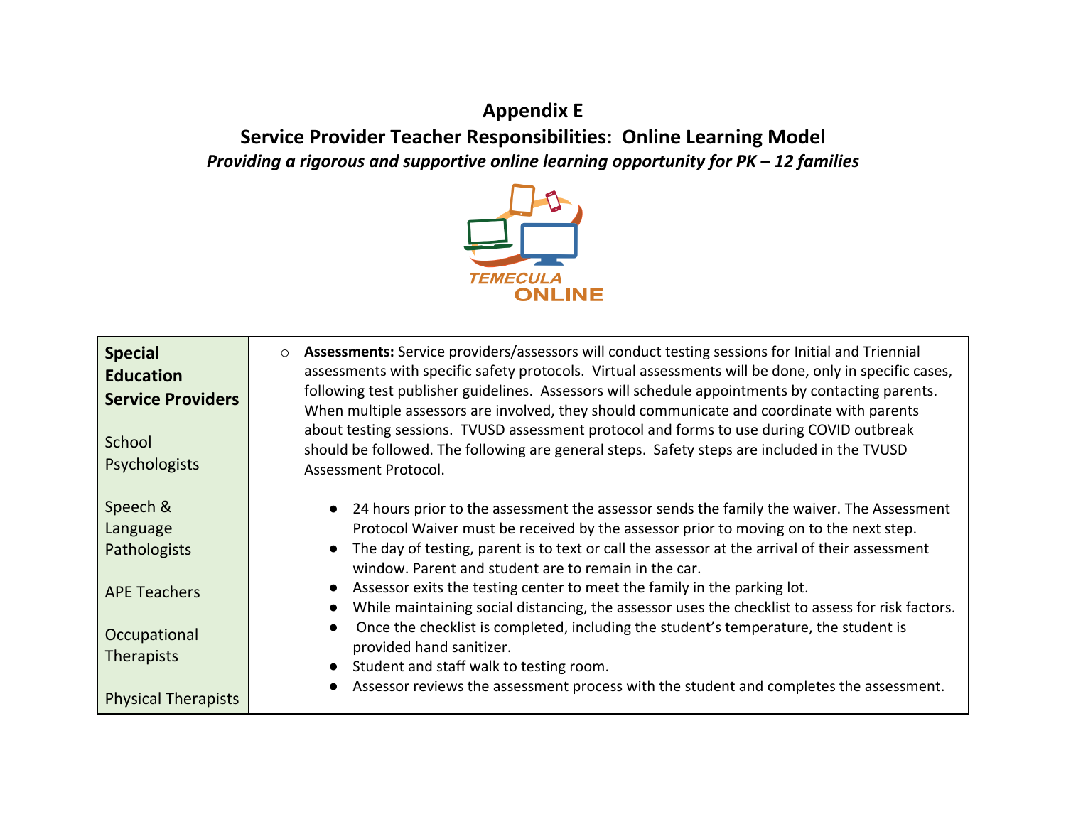# Appendix E

## Service Provider Teacher Responsibilities: Online Learning Model

***Providing a rigorous and supportive online learning opportunity for PK – 12 families***

| **Special Education Service Providers**<br><br>School Psychologists<br><br>Speech & Language Pathologists<br><br>APE Teachers<br><br>Occupational Therapists<br><br>Physical Therapists | ○ **Assessments:** Service providers/assessors will conduct testing sessions for Initial and Triennial assessments with specific safety protocols. Virtual assessments will be done, only in specific cases, following test publisher guidelines. Assessors will schedule appointments by contacting parents. When multiple assessors are involved, they should communicate and coordinate with parents about testing sessions. TVUSD assessment protocol and forms to use during COVID outbreak should be followed. The following are general steps. Safety steps are included in the TVUSD Assessment Protocol.<br><br>● 24 hours prior to the assessment the assessor sends the family the waiver. The Assessment Protocol Waiver must be received by the assessor prior to moving on to the next step.<br>● The day of testing, parent is to text or call the assessor at the arrival of their assessment window. Parent and student are to remain in the car.<br>● Assessor exits the testing center to meet the family in the parking lot.<br>● While maintaining social distancing, the assessor uses the checklist to assess for risk factors.<br>● Once the checklist is completed, including the student's temperature, the student is provided hand sanitizer.<br>● Student and staff walk to testing room.<br>● Assessor reviews the assessment process with the student and completes the assessment. |
|---|---|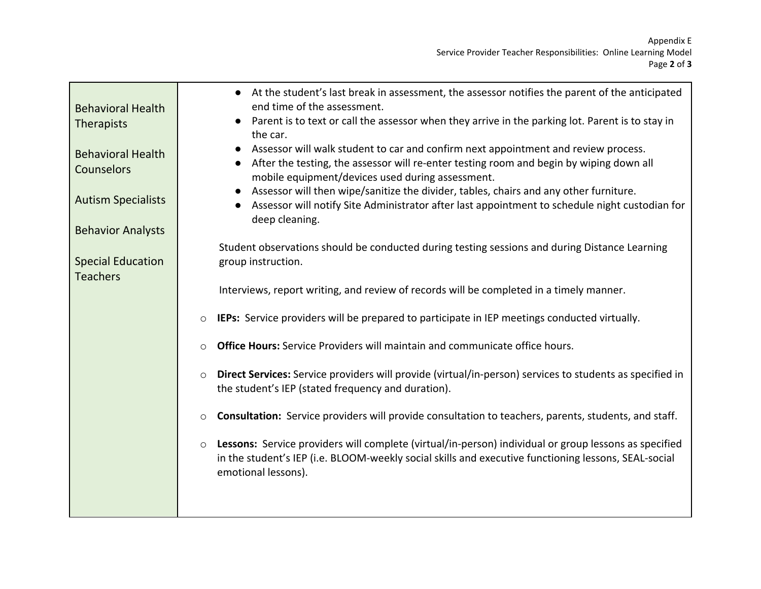| | |
|---|---|
| Behavioral Health Therapists<br><br>Behavioral Health Counselors<br><br>Autism Specialists<br><br>Behavior Analysts<br><br>Special Education Teachers | ● At the student's last break in assessment, the assessor notifies the parent of the anticipated end time of the assessment.<br>● Parent is to text or call the assessor when they arrive in the parking lot. Parent is to stay in the car.<br>● Assessor will walk student to car and confirm next appointment and review process.<br>● After the testing, the assessor will re-enter testing room and begin by wiping down all mobile equipment/devices used during assessment.<br>● Assessor will then wipe/sanitize the divider, tables, chairs and any other furniture.<br>● Assessor will notify Site Administrator after last appointment to schedule night custodian for deep cleaning.<br><br>Student observations should be conducted during testing sessions and during Distance Learning group instruction.<br><br>Interviews, report writing, and review of records will be completed in a timely manner.<br><br>○ **IEPs:** Service providers will be prepared to participate in IEP meetings conducted virtually.<br><br>○ **Office Hours:** Service Providers will maintain and communicate office hours.<br><br>○ **Direct Services:** Service providers will provide (virtual/in-person) services to students as specified in the student's IEP (stated frequency and duration).<br><br>○ **Consultation:** Service providers will provide consultation to teachers, parents, students, and staff.<br><br>○ **Lessons:** Service providers will complete (virtual/in-person) individual or group lessons as specified in the student's IEP (i.e. BLOOM-weekly social skills and executive functioning lessons, SEAL-social emotional lessons). |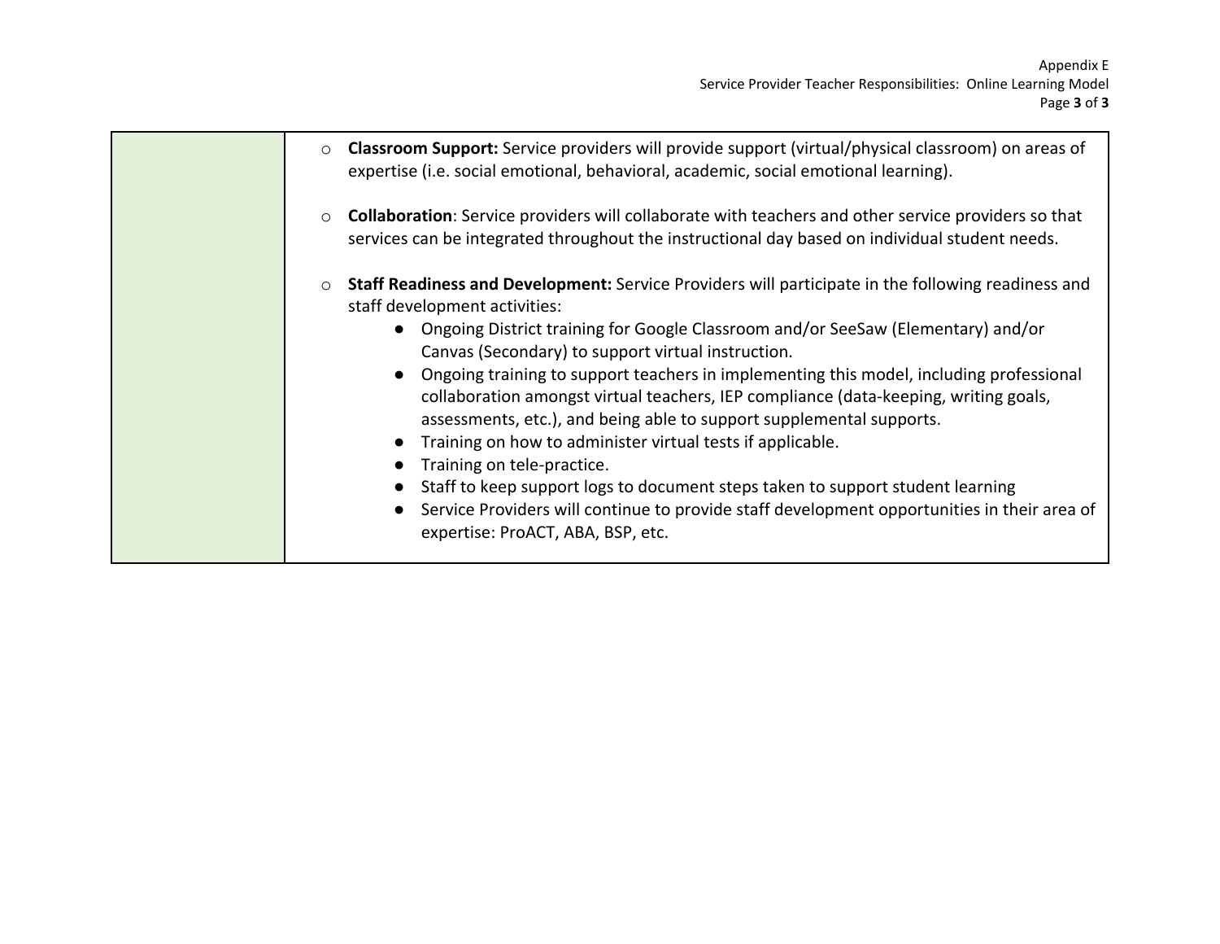| | |
|---|---|
| | ○ **Classroom Support:** Service providers will provide support (virtual/physical classroom) on areas of expertise (i.e. social emotional, behavioral, academic, social emotional learning).<br><br>○ **Collaboration**: Service providers will collaborate with teachers and other service providers so that services can be integrated throughout the instructional day based on individual student needs.<br><br>○ **Staff Readiness and Development:** Service Providers will participate in the following readiness and staff development activities:<br>● Ongoing District training for Google Classroom and/or SeeSaw (Elementary) and/or Canvas (Secondary) to support virtual instruction.<br>● Ongoing training to support teachers in implementing this model, including professional collaboration amongst virtual teachers, IEP compliance (data-keeping, writing goals, assessments, etc.), and being able to support supplemental supports.<br>● Training on how to administer virtual tests if applicable.<br>● Training on tele-practice.<br>● Staff to keep support logs to document steps taken to support student learning<br>● Service Providers will continue to provide staff development opportunities in their area of expertise: ProACT, ABA, BSP, etc. |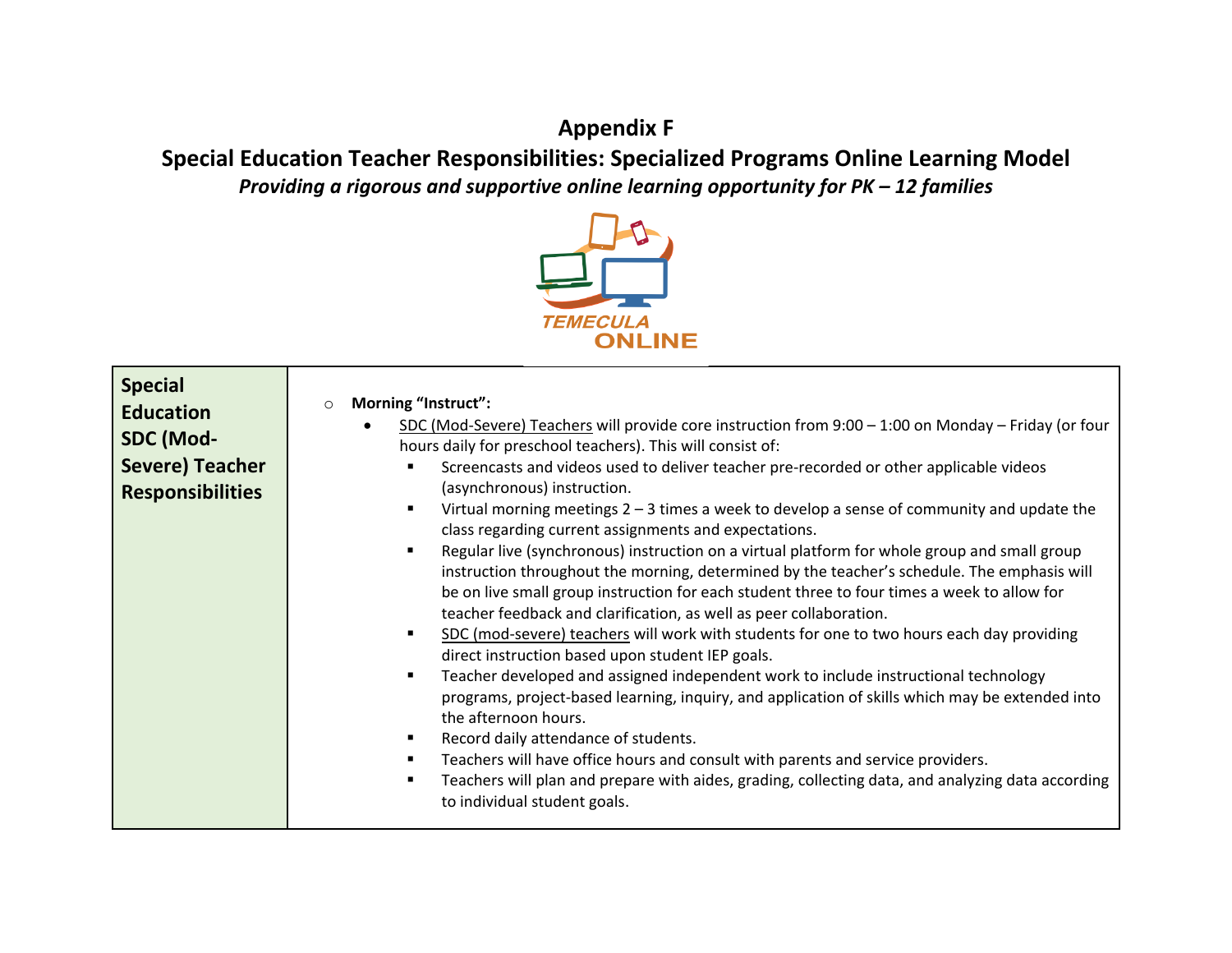# Appendix F

## Special Education Teacher Responsibilities: Specialized Programs Online Learning Model

***Providing a rigorous and supportive online learning opportunity for PK – 12 families***

TEMECULA ONLINE

| **Special Education SDC (Mod-Severe) Teacher Responsibilities** | <ul><li>**Morning "Instruct":**<ul><li>SDC (Mod-Severe) Teachers will provide core instruction from 9:00 – 1:00 on Monday – Friday (or four hours daily for preschool teachers). This will consist of:<ul><li>Screencasts and videos used to deliver teacher pre-recorded or other applicable videos (asynchronous) instruction.</li><li>Virtual morning meetings 2 – 3 times a week to develop a sense of community and update the class regarding current assignments and expectations.</li><li>Regular live (synchronous) instruction on a virtual platform for whole group and small group instruction throughout the morning, determined by the teacher's schedule. The emphasis will be on live small group instruction for each student three to four times a week to allow for teacher feedback and clarification, as well as peer collaboration.</li><li>SDC (mod-severe) teachers will work with students for one to two hours each day providing direct instruction based upon student IEP goals.</li><li>Teacher developed and assigned independent work to include instructional technology programs, project-based learning, inquiry, and application of skills which may be extended into the afternoon hours.</li><li>Record daily attendance of students.</li><li>Teachers will have office hours and consult with parents and service providers.</li><li>Teachers will plan and prepare with aides, grading, collecting data, and analyzing data according to individual student goals.</li></ul></li></ul></li></ul> |
|---|---|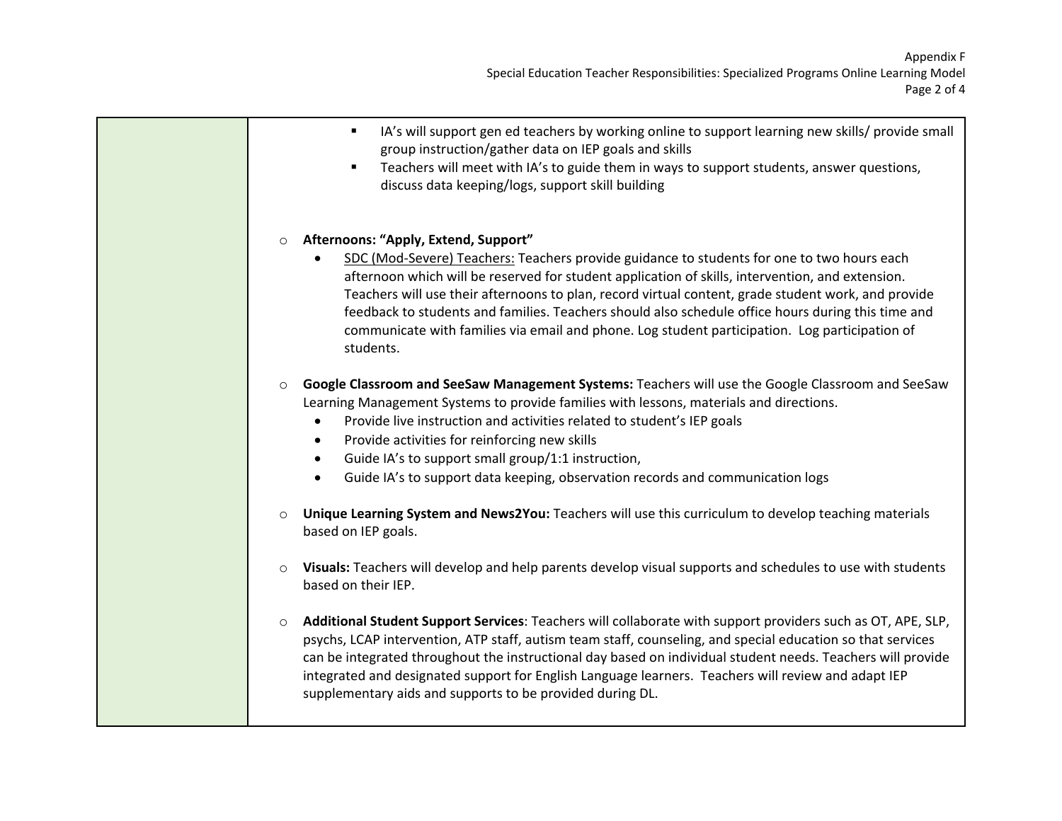|  |  |
|---|---|
|  | - IA's will support gen ed teachers by working online to support learning new skills/ provide small group instruction/gather data on IEP goals and skills<br>- Teachers will meet with IA's to guide them in ways to support students, answer questions, discuss data keeping/logs, support skill building<br><br>- **Afternoons: "Apply, Extend, Support"**<br>  - <u>SDC (Mod-Severe) Teachers:</u> Teachers provide guidance to students for one to two hours each afternoon which will be reserved for student application of skills, intervention, and extension. Teachers will use their afternoons to plan, record virtual content, grade student work, and provide feedback to students and families. Teachers should also schedule office hours during this time and communicate with families via email and phone. Log student participation. Log participation of students.<br><br>- **Google Classroom and SeeSaw Management Systems:** Teachers will use the Google Classroom and SeeSaw Learning Management Systems to provide families with lessons, materials and directions.<br>  - Provide live instruction and activities related to student's IEP goals<br>  - Provide activities for reinforcing new skills<br>  - Guide IA's to support small group/1:1 instruction,<br>  - Guide IA's to support data keeping, observation records and communication logs<br><br>- **Unique Learning System and News2You:** Teachers will use this curriculum to develop teaching materials based on IEP goals.<br><br>- **Visuals:** Teachers will develop and help parents develop visual supports and schedules to use with students based on their IEP.<br><br>- **Additional Student Support Services**: Teachers will collaborate with support providers such as OT, APE, SLP, psychs, LCAP intervention, ATP staff, autism team staff, counseling, and special education so that services can be integrated throughout the instructional day based on individual student needs. Teachers will provide integrated and designated support for English Language learners. Teachers will review and adapt IEP supplementary aids and supports to be provided during DL. |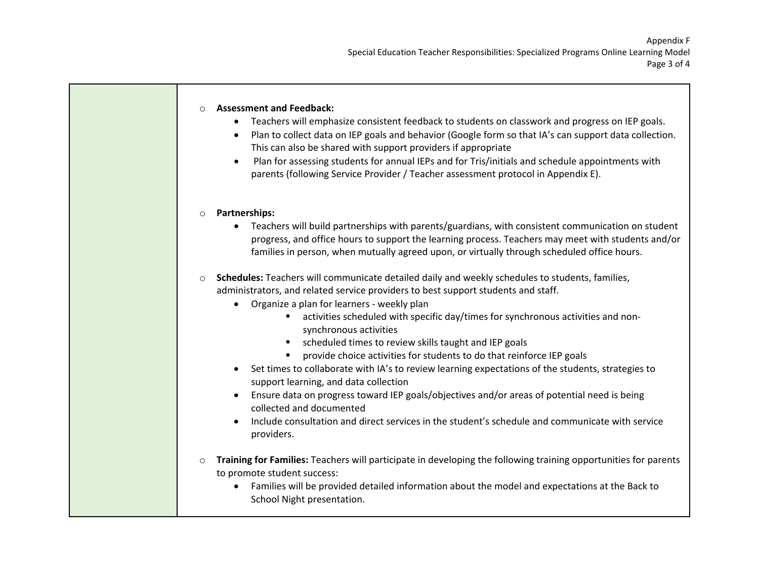- **Assessment and Feedback:**
  - Teachers will emphasize consistent feedback to students on classwork and progress on IEP goals.
  - Plan to collect data on IEP goals and behavior (Google form so that IA's can support data collection. This can also be shared with support providers if appropriate
  - Plan for assessing students for annual IEPs and for Tris/initials and schedule appointments with parents (following Service Provider / Teacher assessment protocol in Appendix E).

- **Partnerships:**
  - Teachers will build partnerships with parents/guardians, with consistent communication on student progress, and office hours to support the learning process. Teachers may meet with students and/or families in person, when mutually agreed upon, or virtually through scheduled office hours.

- **Schedules:** Teachers will communicate detailed daily and weekly schedules to students, families, administrators, and related service providers to best support students and staff.
  - Organize a plan for learners - weekly plan
    - activities scheduled with specific day/times for synchronous activities and non-synchronous activities
    - scheduled times to review skills taught and IEP goals
    - provide choice activities for students to do that reinforce IEP goals
  - Set times to collaborate with IA's to review learning expectations of the students, strategies to support learning, and data collection
  - Ensure data on progress toward IEP goals/objectives and/or areas of potential need is being collected and documented
  - Include consultation and direct services in the student's schedule and communicate with service providers.

- **Training for Families:** Teachers will participate in developing the following training opportunities for parents to promote student success:
  - Families will be provided detailed information about the model and expectations at the Back to School Night presentation.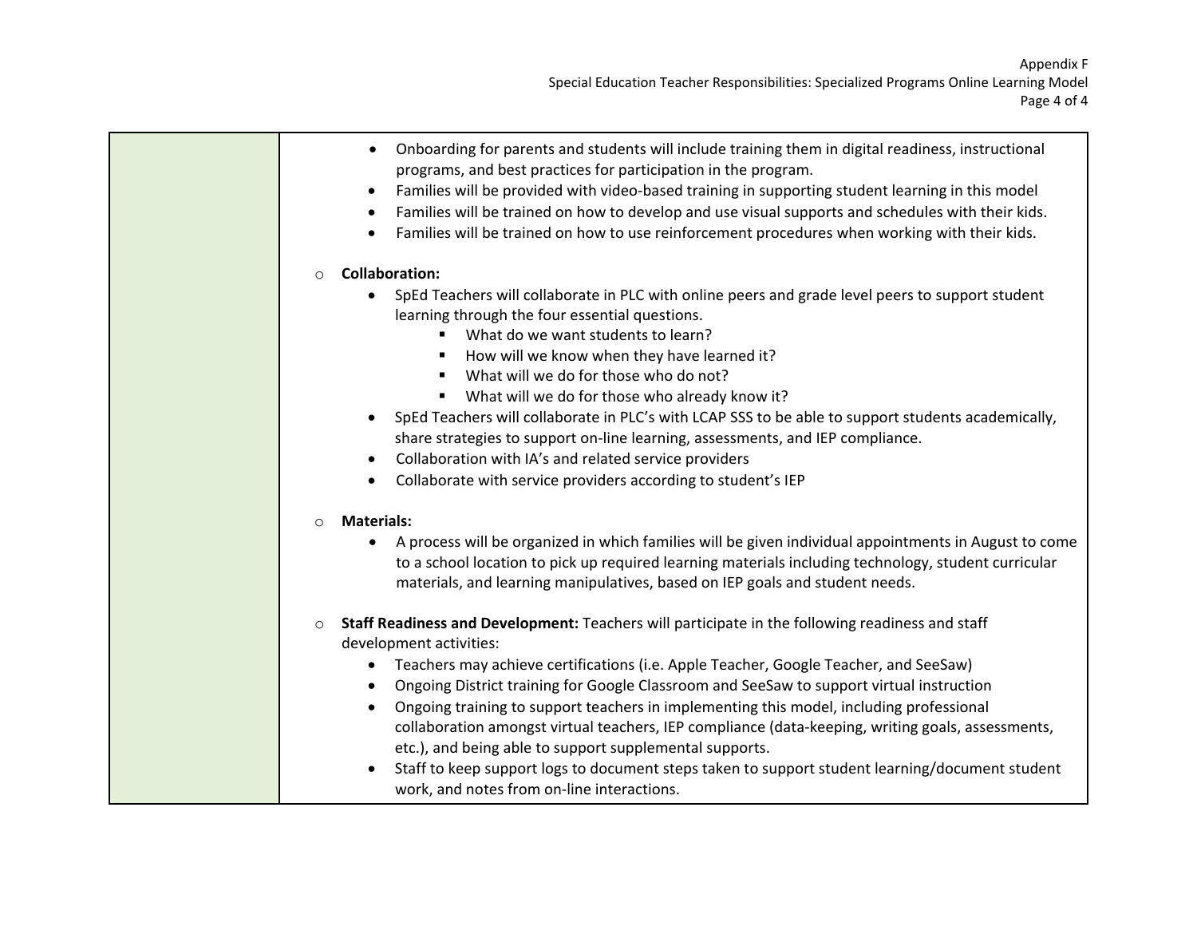| | |
|---|---|
| | <ul><li>Onboarding for parents and students will include training them in digital readiness, instructional programs, and best practices for participation in the program.</li><li>Families will be provided with video-based training in supporting student learning in this model</li><li>Families will be trained on how to develop and use visual supports and schedules with their kids.</li><li>Families will be trained on how to use reinforcement procedures when working with their kids.</li></ul>○ **Collaboration:**<ul><li>SpEd Teachers will collaborate in PLC with online peers and grade level peers to support student learning through the four essential questions.<ul><li>What do we want students to learn?</li><li>How will we know when they have learned it?</li><li>What will we do for those who do not?</li><li>What will we do for those who already know it?</li></ul></li><li>SpEd Teachers will collaborate in PLC's with LCAP SSS to be able to support students academically, share strategies to support on-line learning, assessments, and IEP compliance.</li><li>Collaboration with IA's and related service providers</li><li>Collaborate with service providers according to student's IEP</li></ul>○ **Materials:**<ul><li>A process will be organized in which families will be given individual appointments in August to come to a school location to pick up required learning materials including technology, student curricular materials, and learning manipulatives, based on IEP goals and student needs.</li></ul>○ **Staff Readiness and Development:** Teachers will participate in the following readiness and staff development activities:<ul><li>Teachers may achieve certifications (i.e. Apple Teacher, Google Teacher, and SeeSaw)</li><li>Ongoing District training for Google Classroom and SeeSaw to support virtual instruction</li><li>Ongoing training to support teachers in implementing this model, including professional collaboration amongst virtual teachers, IEP compliance (data-keeping, writing goals, assessments, etc.), and being able to support supplemental supports.</li><li>Staff to keep support logs to document steps taken to support student learning/document student work, and notes from on-line interactions.</li></ul> |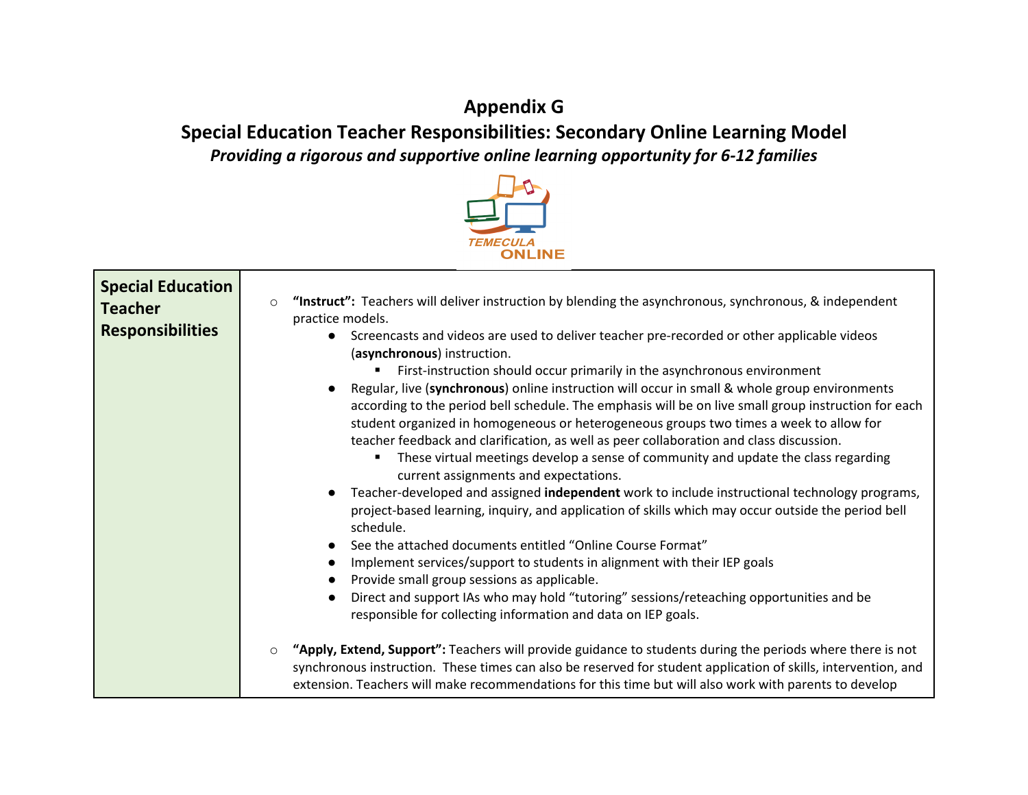# Appendix G

## Special Education Teacher Responsibilities: Secondary Online Learning Model

***Providing a rigorous and supportive online learning opportunity for 6-12 families***

TEMECULA ONLINE

| Special Education Teacher Responsibilities | |
|---|---|
| | ○ **"Instruct":** Teachers will deliver instruction by blending the asynchronous, synchronous, & independent practice models.<br>● Screencasts and videos are used to deliver teacher pre-recorded or other applicable videos (**asynchronous**) instruction.<br>▪ First-instruction should occur primarily in the asynchronous environment<br>● Regular, live (**synchronous**) online instruction will occur in small & whole group environments according to the period bell schedule. The emphasis will be on live small group instruction for each student organized in homogeneous or heterogeneous groups two times a week to allow for teacher feedback and clarification, as well as peer collaboration and class discussion.<br>▪ These virtual meetings develop a sense of community and update the class regarding current assignments and expectations.<br>● Teacher-developed and assigned **independent** work to include instructional technology programs, project-based learning, inquiry, and application of skills which may occur outside the period bell schedule.<br>● See the attached documents entitled "Online Course Format"<br>● Implement services/support to students in alignment with their IEP goals<br>● Provide small group sessions as applicable.<br>● Direct and support IAs who may hold "tutoring" sessions/reteaching opportunities and be responsible for collecting information and data on IEP goals.<br><br>○ **"Apply, Extend, Support":** Teachers will provide guidance to students during the periods where there is not synchronous instruction. These times can also be reserved for student application of skills, intervention, and extension. Teachers will make recommendations for this time but will also work with parents to develop |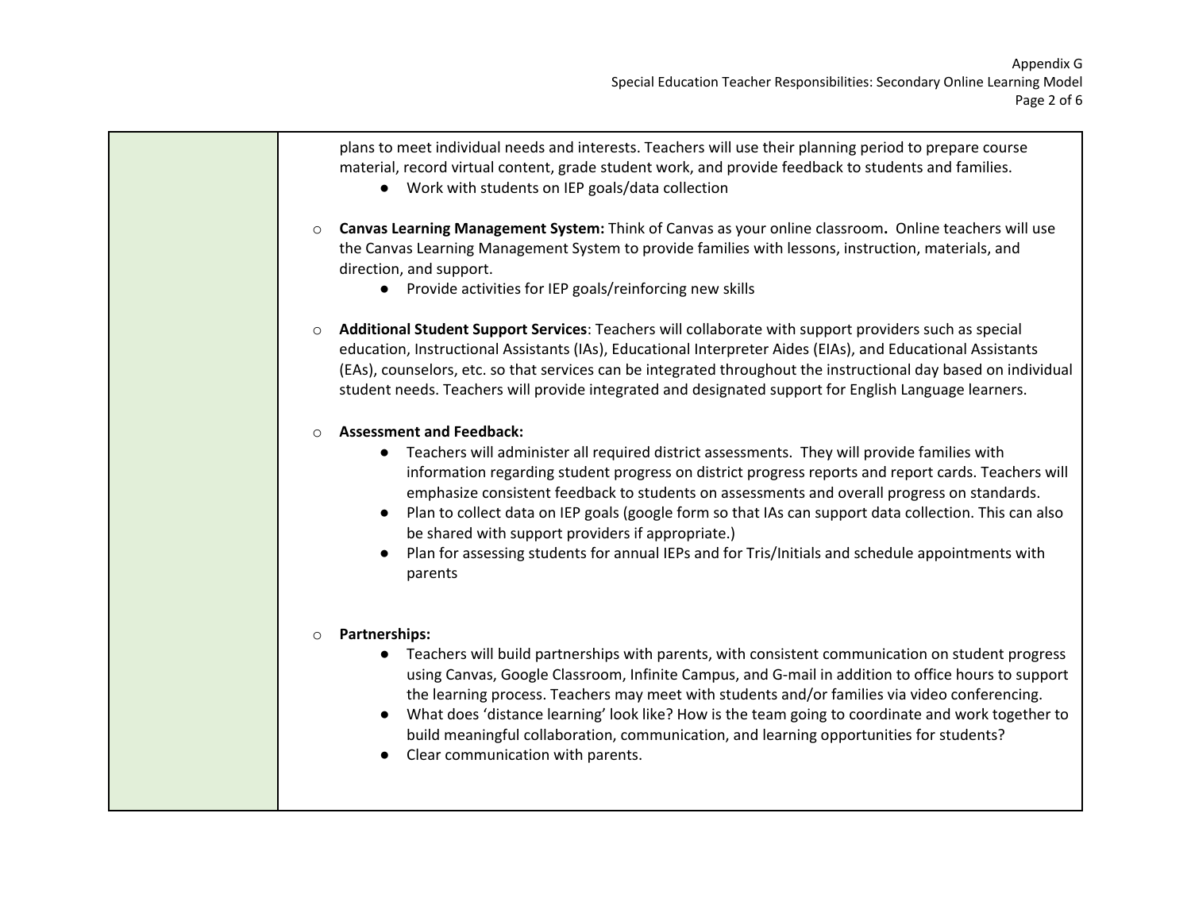plans to meet individual needs and interests. Teachers will use their planning period to prepare course material, record virtual content, grade student work, and provide feedback to students and families.

- Work with students on IEP goals/data collection

- **Canvas Learning Management System:** Think of Canvas as your online classroom**.** Online teachers will use the Canvas Learning Management System to provide families with lessons, instruction, materials, and direction, and support.
  - Provide activities for IEP goals/reinforcing new skills

- **Additional Student Support Services**: Teachers will collaborate with support providers such as special education, Instructional Assistants (IAs), Educational Interpreter Aides (EIAs), and Educational Assistants (EAs), counselors, etc. so that services can be integrated throughout the instructional day based on individual student needs. Teachers will provide integrated and designated support for English Language learners.

- **Assessment and Feedback:**
  - Teachers will administer all required district assessments. They will provide families with information regarding student progress on district progress reports and report cards. Teachers will emphasize consistent feedback to students on assessments and overall progress on standards.
  - Plan to collect data on IEP goals (google form so that IAs can support data collection. This can also be shared with support providers if appropriate.)
  - Plan for assessing students for annual IEPs and for Tris/Initials and schedule appointments with parents

- **Partnerships:**
  - Teachers will build partnerships with parents, with consistent communication on student progress using Canvas, Google Classroom, Infinite Campus, and G-mail in addition to office hours to support the learning process. Teachers may meet with students and/or families via video conferencing.
  - What does 'distance learning' look like? How is the team going to coordinate and work together to build meaningful collaboration, communication, and learning opportunities for students?
  - Clear communication with parents.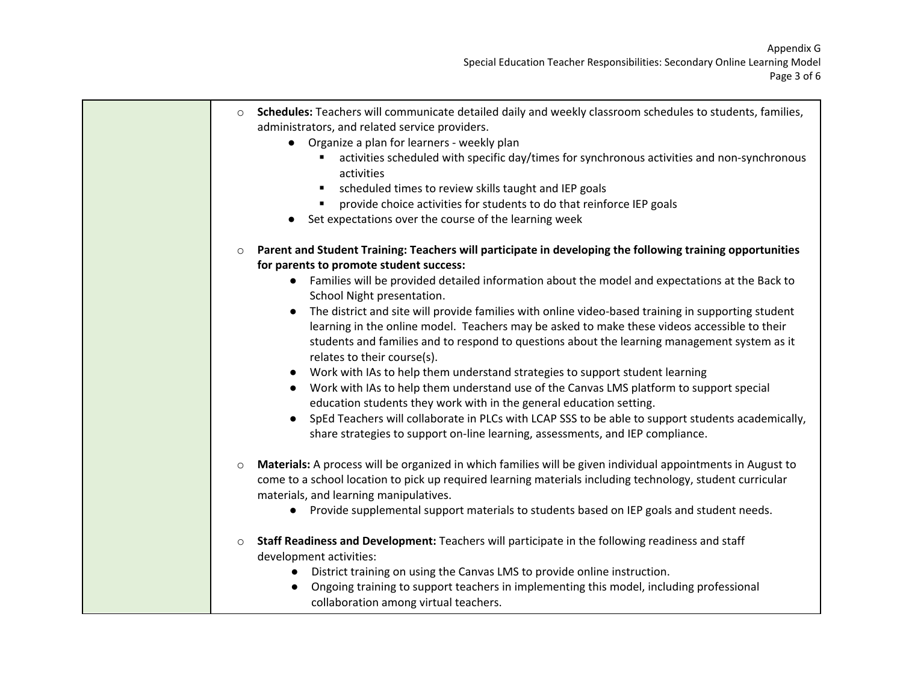- **Schedules:** Teachers will communicate detailed daily and weekly classroom schedules to students, families, administrators, and related service providers.
    - Organize a plan for learners - weekly plan
        - activities scheduled with specific day/times for synchronous activities and non-synchronous activities
        - scheduled times to review skills taught and IEP goals
        - provide choice activities for students to do that reinforce IEP goals
    - Set expectations over the course of the learning week

- **Parent and Student Training: Teachers will participate in developing the following training opportunities for parents to promote student success:**
    - Families will be provided detailed information about the model and expectations at the Back to School Night presentation.
    - The district and site will provide families with online video-based training in supporting student learning in the online model. Teachers may be asked to make these videos accessible to their students and families and to respond to questions about the learning management system as it relates to their course(s).
    - Work with IAs to help them understand strategies to support student learning
    - Work with IAs to help them understand use of the Canvas LMS platform to support special education students they work with in the general education setting.
    - SpEd Teachers will collaborate in PLCs with LCAP SSS to be able to support students academically, share strategies to support on-line learning, assessments, and IEP compliance.

- **Materials:** A process will be organized in which families will be given individual appointments in August to come to a school location to pick up required learning materials including technology, student curricular materials, and learning manipulatives.
    - Provide supplemental support materials to students based on IEP goals and student needs.

- **Staff Readiness and Development:** Teachers will participate in the following readiness and staff development activities:
    - District training on using the Canvas LMS to provide online instruction.
    - Ongoing training to support teachers in implementing this model, including professional collaboration among virtual teachers.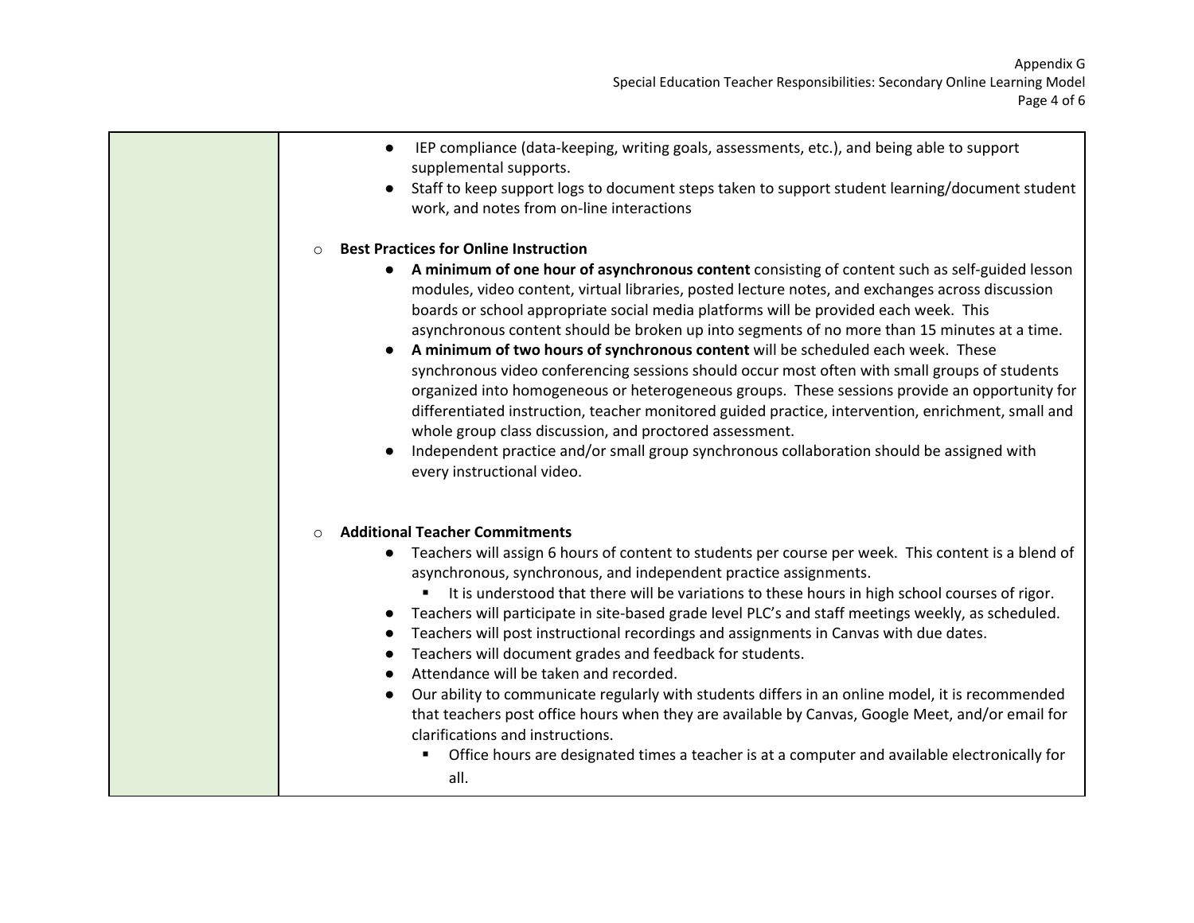- IEP compliance (data-keeping, writing goals, assessments, etc.), and being able to support supplemental supports.
- Staff to keep support logs to document steps taken to support student learning/document student work, and notes from on-line interactions

- **Best Practices for Online Instruction**
  - **A minimum of one hour of asynchronous content** consisting of content such as self-guided lesson modules, video content, virtual libraries, posted lecture notes, and exchanges across discussion boards or school appropriate social media platforms will be provided each week. This asynchronous content should be broken up into segments of no more than 15 minutes at a time.
  - **A minimum of two hours of synchronous content** will be scheduled each week. These synchronous video conferencing sessions should occur most often with small groups of students organized into homogeneous or heterogeneous groups. These sessions provide an opportunity for differentiated instruction, teacher monitored guided practice, intervention, enrichment, small and whole group class discussion, and proctored assessment.
  - Independent practice and/or small group synchronous collaboration should be assigned with every instructional video.

- **Additional Teacher Commitments**
  - Teachers will assign 6 hours of content to students per course per week. This content is a blend of asynchronous, synchronous, and independent practice assignments.
    - It is understood that there will be variations to these hours in high school courses of rigor.
  - Teachers will participate in site-based grade level PLC's and staff meetings weekly, as scheduled.
  - Teachers will post instructional recordings and assignments in Canvas with due dates.
  - Teachers will document grades and feedback for students.
  - Attendance will be taken and recorded.
  - Our ability to communicate regularly with students differs in an online model, it is recommended that teachers post office hours when they are available by Canvas, Google Meet, and/or email for clarifications and instructions.
    - Office hours are designated times a teacher is at a computer and available electronically for all.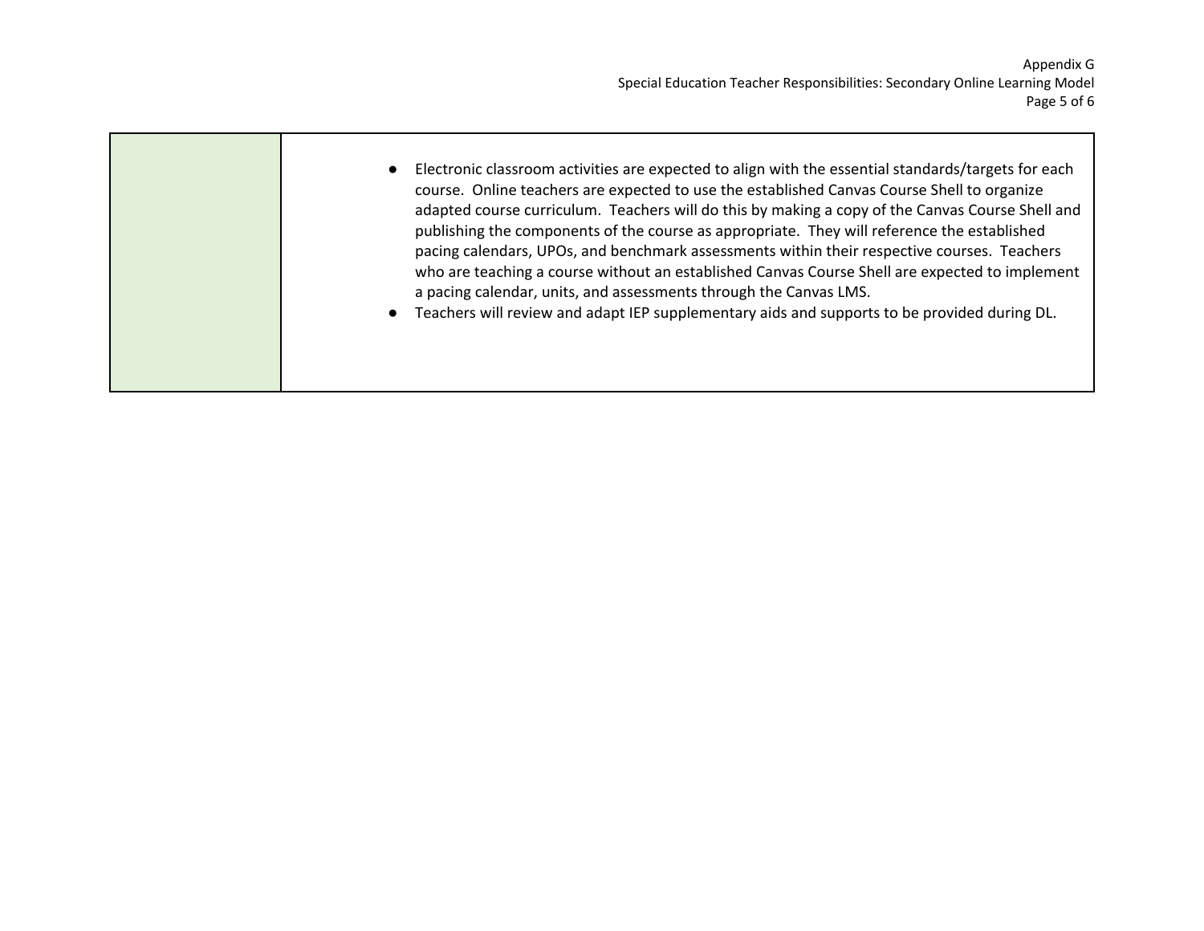| | |
|---|---|
| | • Electronic classroom activities are expected to align with the essential standards/targets for each course. Online teachers are expected to use the established Canvas Course Shell to organize adapted course curriculum. Teachers will do this by making a copy of the Canvas Course Shell and publishing the components of the course as appropriate. They will reference the established pacing calendars, UPOs, and benchmark assessments within their respective courses. Teachers who are teaching a course without an established Canvas Course Shell are expected to implement a pacing calendar, units, and assessments through the Canvas LMS.<br>• Teachers will review and adapt IEP supplementary aids and supports to be provided during DL. |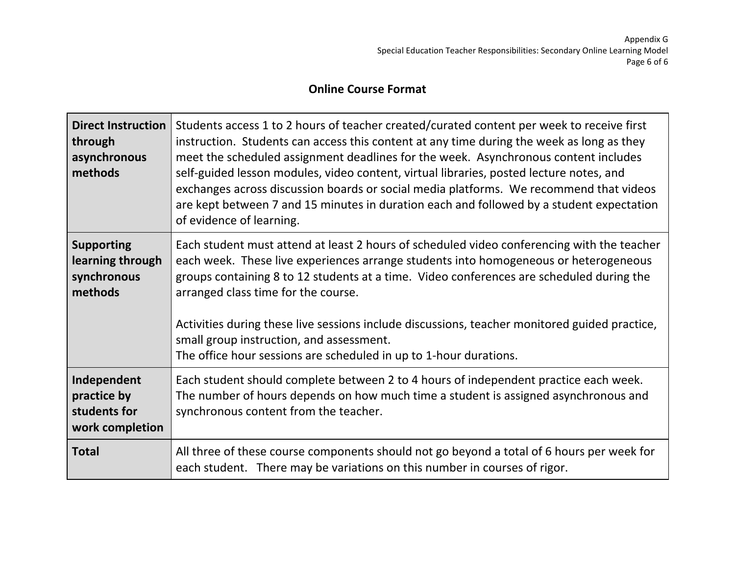## Online Course Format

| | |
|---|---|
| **Direct Instruction through asynchronous methods** | Students access 1 to 2 hours of teacher created/curated content per week to receive first instruction. Students can access this content at any time during the week as long as they meet the scheduled assignment deadlines for the week. Asynchronous content includes self-guided lesson modules, video content, virtual libraries, posted lecture notes, and exchanges across discussion boards or social media platforms. We recommend that videos are kept between 7 and 15 minutes in duration each and followed by a student expectation of evidence of learning. |
| **Supporting learning through synchronous methods** | Each student must attend at least 2 hours of scheduled video conferencing with the teacher each week. These live experiences arrange students into homogeneous or heterogeneous groups containing 8 to 12 students at a time. Video conferences are scheduled during the arranged class time for the course.<br><br>Activities during these live sessions include discussions, teacher monitored guided practice, small group instruction, and assessment.<br>The office hour sessions are scheduled in up to 1-hour durations. |
| **Independent practice by students for work completion** | Each student should complete between 2 to 4 hours of independent practice each week. The number of hours depends on how much time a student is assigned asynchronous and synchronous content from the teacher. |
| **Total** | All three of these course components should not go beyond a total of 6 hours per week for each student. There may be variations on this number in courses of rigor. |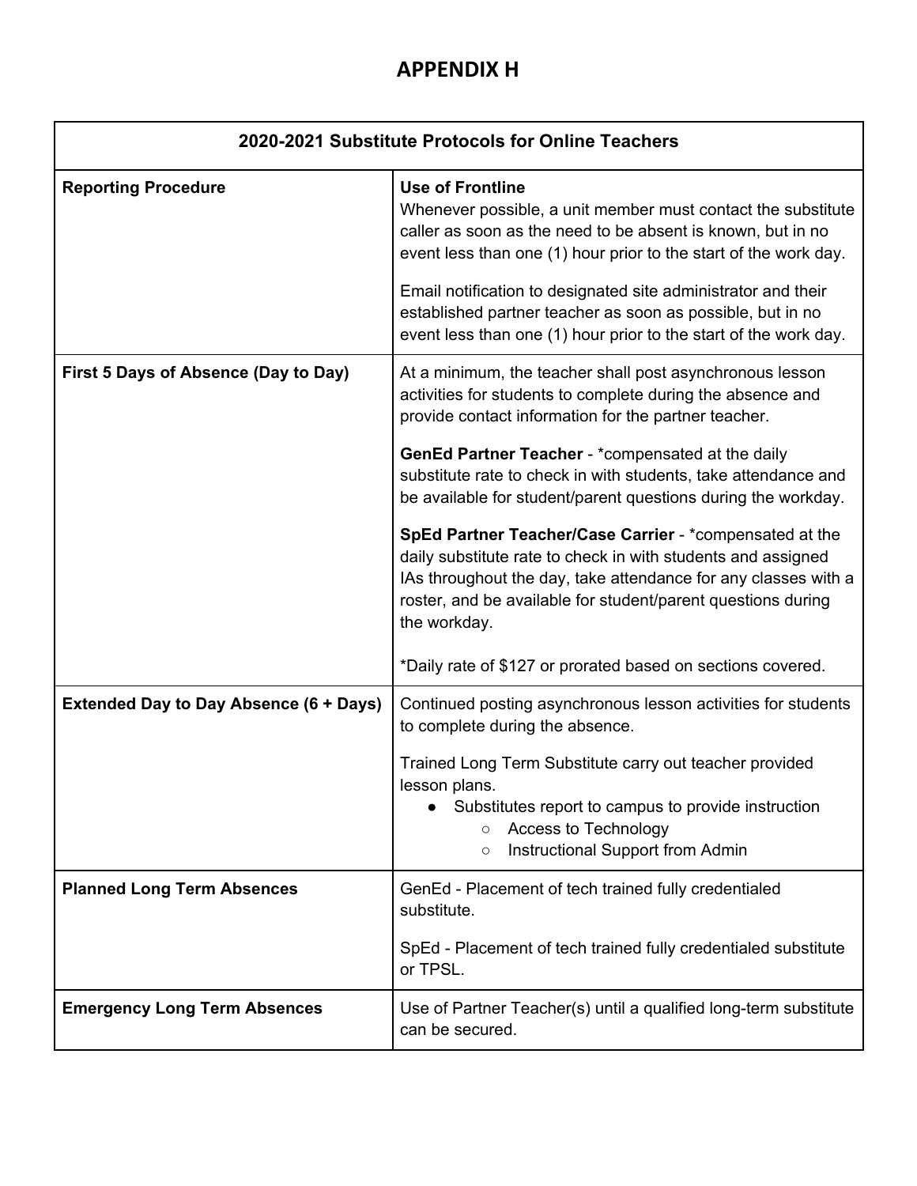# APPENDIX H

| 2020-2021 Substitute Protocols for Online Teachers | |
|---|---|
| **Reporting Procedure** | **Use of Frontline**<br>Whenever possible, a unit member must contact the substitute caller as soon as the need to be absent is known, but in no event less than one (1) hour prior to the start of the work day.<br><br>Email notification to designated site administrator and their established partner teacher as soon as possible, but in no event less than one (1) hour prior to the start of the work day. |
| **First 5 Days of Absence (Day to Day)** | At a minimum, the teacher shall post asynchronous lesson activities for students to complete during the absence and provide contact information for the partner teacher.<br><br>**GenEd Partner Teacher** - *compensated at the daily substitute rate to check in with students, take attendance and be available for student/parent questions during the workday.<br><br>**SpEd Partner Teacher/Case Carrier** - *compensated at the daily substitute rate to check in with students and assigned IAs throughout the day, take attendance for any classes with a roster, and be available for student/parent questions during the workday.<br><br>*Daily rate of $127 or prorated based on sections covered. |
| **Extended Day to Day Absence (6 + Days)** | Continued posting asynchronous lesson activities for students to complete during the absence.<br><br>Trained Long Term Substitute carry out teacher provided lesson plans.<br>• Substitutes report to campus to provide instruction<br>  ◦ Access to Technology<br>  ◦ Instructional Support from Admin |
| **Planned Long Term Absences** | GenEd - Placement of tech trained fully credentialed substitute.<br><br>SpEd - Placement of tech trained fully credentialed substitute or TPSL. |
| **Emergency Long Term Absences** | Use of Partner Teacher(s) until a qualified long-term substitute can be secured. |